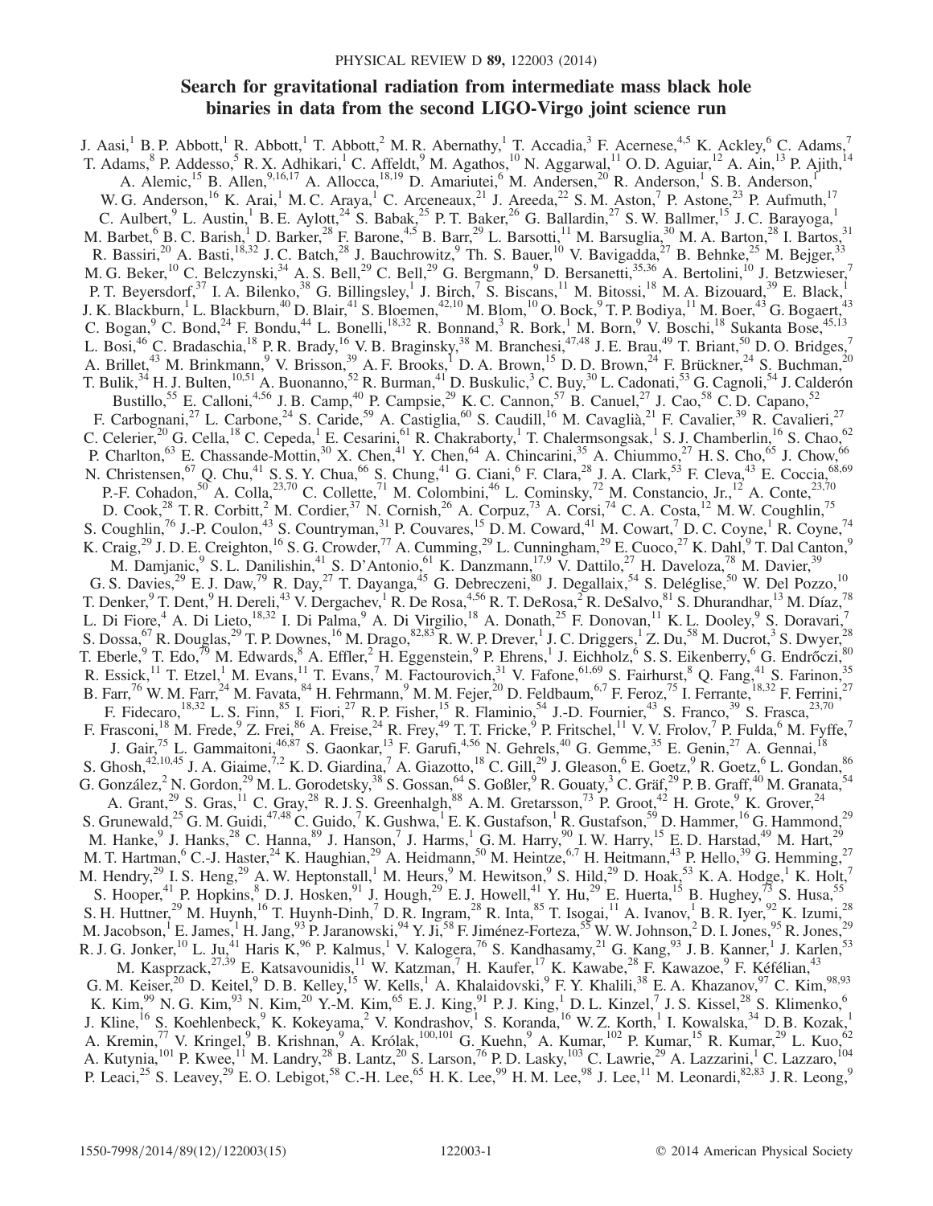# Search for gravitational radiation from intermediate mass black hole binaries in data from the second LIGO-Virgo joint science run

J. Aasi,[1] B. P. Abbott,[1] R. Abbott,[1] T. Abbott,[2] M. R. Abernathy,[1] T. Accadia,[3] F. Acernese,[4,5] K. Ackley,[6] C. Adams,[7] T. Adams,[8] P. Addesso,[5] R. X. Adhikari,[1] C. Affeldt,[9] M. Agathos,[10] N. Aggarwal,[11] O. D. Aguiar,[12] A. Ain,[13] P. Ajith,[14] A. Alemic,[15] B. Allen,[9,16,17] A. Allocca,[18,19] D. Amariutei,[6] M. Andersen,[20] R. Anderson,[1] S. B. Anderson,[1] W. G. Anderson,[16] K. Arai,[1] M. C. Araya,[1] C. Arceneaux,[21] J. Areeda,[22] S. M. Aston,[7] P. Astone,[23] P. Aufmuth,[17] C. Aulbert,[9] L. Austin,[1] B. E. Aylott,[24] S. Babak,[25] P. T. Baker,[26] G. Ballardin,[27] S. W. Ballmer,[15] J. C. Barayoga,[1] M. Barbet,[6] B. C. Barish,[1] D. Barker,[28] F. Barone,[4,5] B. Barr,[29] L. Barsotti,[11] M. Barsuglia,[30] M. A. Barton,[28] I. Bartos,[31] R. Bassiri,[20] A. Basti,[18,32] J. C. Batch,[28] J. Bauchrowitz,[9] Th. S. Bauer,[10] V. Bavigadda,[27] B. Behnke,[25] M. Bejger,[33] M. G. Beker,[10] C. Belczynski,[34] A. S. Bell,[29] C. Bell,[29] G. Bergmann,[9] D. Bersanetti,[35,36] A. Bertolini,[10] J. Betzwieser,[7] P. T. Beyersdorf,[37] I. A. Bilenko,[38] G. Billingsley,[1] J. Birch,[7] S. Biscans,[11] M. Bitossi,[18] M. A. Bizouard,[39] E. Black,[1] J. K. Blackburn,[1] L. Blackburn,[40] D. Blair,[41] S. Bloemen,[42,10] M. Blom,[10] O. Bock,[9] T. P. Bodiya,[11] M. Boer,[43] G. Bogaert,[43] C. Bogan,[9] C. Bond,[24] F. Bondu,[44] L. Bonelli,[18,32] R. Bonnand,[3] R. Bork,[1] M. Born,[9] V. Boschi,[18] Sukanta Bose,[45,13] L. Bosi,[46] C. Bradaschia,[18] P. R. Brady,[16] V. B. Braginsky,[38] M. Branchesi,[47,48] J. E. Brau,[49] T. Briant,[50] D. O. Bridges,[7] A. Brillet,[43] M. Brinkmann,[9] V. Brisson,[39] A. F. Brooks,[1] D. A. Brown,[15] D. D. Brown,[24] F. Brückner,[24] S. Buchman,[20] T. Bulik,[34] H. J. Bulten,[10,51] A. Buonanno,[52] R. Burman,[41] D. Buskulic,[3] C. Buy,[30] L. Cadonati,[53] G. Cagnoli,[54] J. Calderón Bustillo,[55] E. Calloni,[4,56] J. B. Camp,[40] P. Campsie,[29] K. C. Cannon,[57] B. Canuel,[27] J. Cao,[58] C. D. Capano,[52] F. Carbognani,[27] L. Carbone,[24] S. Caride,[59] A. Castiglia,[60] S. Caudill,[16] M. Cavaglià,[21] F. Cavalier,[39] R. Cavalieri,[27] C. Celerier,[20] G. Cella,[18] C. Cepeda,[1] E. Cesarini,[61] R. Chakraborty,[1] T. Chalermsongsak,[1] S. J. Chamberlin,[16] S. Chao,[62] P. Charlton,[63] E. Chassande-Mottin,[30] X. Chen,[41] Y. Chen,[64] A. Chincarini,[35] A. Chiummo,[27] H. S. Cho,[65] J. Chow,[66] N. Christensen,[67] Q. Chu,[41] S. S. Y. Chua,[66] S. Chung,[41] G. Ciani,[6] F. Clara,[28] J. A. Clark,[53] F. Cleva,[43] E. Coccia,[68,69] P.-F. Cohadon,[50] A. Colla,[23,70] C. Collette,[71] M. Colombini,[46] L. Cominsky,[72] M. Constancio, Jr.,[12] A. Conte,[23,70] D. Cook,[28] T. R. Corbitt,[2] M. Cordier,[37] N. Cornish,[26] A. Corpuz,[73] A. Corsi,[74] C. A. Costa,[12] M. W. Coughlin,[75] S. Coughlin,[76] J.-P. Coulon,[43] S. Countryman,[31] P. Couvares,[15] D. M. Coward,[41] M. Cowart,[7] D. C. Coyne,[1] R. Coyne,[74] K. Craig,[29] J. D. E. Creighton,[16] S. G. Crowder,[77] A. Cumming,[29] L. Cunningham,[29] E. Cuoco,[27] K. Dahl,[9] T. Dal Canton,[9] M. Damjanic,[9] S. L. Danilishin,[41] S. D'Antonio,[61] K. Danzmann,[17,9] V. Dattilo,[27] H. Daveloza,[78] M. Davier,[39] G. S. Davies,[29] E. J. Daw,[79] R. Day,[27] T. Dayanga,[45] G. Debreczeni,[80] J. Degallaix,[54] S. Deléglise,[50] W. Del Pozzo,[10] T. Denker,[9] T. Dent,[9] H. Dereli,[43] V. Dergachev,[1] R. De Rosa,[4,56] R. T. DeRosa,[2] R. DeSalvo,[81] S. Dhurandhar,[13] M. Díaz,[78] L. Di Fiore,[4] A. Di Lieto,[18,32] I. Di Palma,[9] A. Di Virgilio,[18] A. Donath,[25] F. Donovan,[11] K. L. Dooley,[9] S. Doravari,[7] S. Dossa,[67] R. Douglas,[29] T. P. Downes,[16] M. Drago,[82,83] R. W. P. Drever,[1] J. C. Driggers,[1] Z. Du,[58] M. Ducrot,[3] S. Dwyer,[28] T. Eberle,[9] T. Edo,[79] M. Edwards,[8] A. Effler,[2] H. Eggenstein,[9] P. Ehrens,[1] J. Eichholz,[6] S. S. Eikenberry,[6] G. Endrőczi,[80] R. Essick,[11] T. Etzel,[1] M. Evans,[11] T. Evans,[7] M. Factourovich,[31] V. Fafone,[61,69] S. Fairhurst,[8] Q. Fang,[41] S. Farinon,[35] B. Farr,[76] W. M. Farr,[24] M. Favata,[84] H. Fehrmann,[9] M. M. Fejer,[20] D. Feldbaum,[6,7] F. Feroz,[75] I. Ferrante,[18,32] F. Ferrini,[27] F. Fidecaro,[18,32] L. S. Finn,[85] I. Fiori,[27] R. P. Fisher,[15] R. Flaminio,[54] J.-D. Fournier,[43] S. Franco,[39] S. Frasca,[23,70] F. Frasconi,[18] M. Frede,[9] Z. Frei,[86] A. Freise,[24] R. Frey,[49] T. T. Fricke,[9] P. Fritschel,[11] V. V. Frolov,[7] P. Fulda,[6] M. Fyffe,[7] J. Gair,[75] L. Gammaitoni,[46,87] S. Gaonkar,[13] F. Garufi,[4,56] N. Gehrels,[40] G. Gemme,[35] E. Genin,[27] A. Gennai,[18] S. Ghosh,[42,10,45] J. A. Giaime,[7,2] K. D. Giardina,[7] A. Giazotto,[18] C. Gill,[29] J. Gleason,[6] E. Goetz,[9] R. Goetz,[6] L. Gondan,[86] G. González,[2] N. Gordon,[29] M. L. Gorodetsky,[38] S. Gossan,[64] S. Goßler,[9] R. Gouaty,[3] C. Gräf,[29] P. B. Graff,[40] M. Granata,[54] A. Grant,[29] S. Gras,[11] C. Gray,[28] R. J. S. Greenhalgh,[88] A. M. Gretarsson,[73] P. Groot,[42] H. Grote,[9] K. Grover,[24] S. Grunewald,[25] G. M. Guidi,[47,48] C. Guido,[7] K. Gushwa,[1] E. K. Gustafson,[1] R. Gustafson,[59] D. Hammer,[16] G. Hammond,[29] M. Hanke,[9] J. Hanks,[28] C. Hanna,[89] J. Hanson,[7] J. Harms,[1] G. M. Harry,[90] I. W. Harry,[15] E. D. Harstad,[49] M. Hart,[29] M. T. Hartman,[6] C.-J. Haster,[24] K. Haughian,[29] A. Heidmann,[50] M. Heintze,[6,7] H. Heitmann,[43] P. Hello,[39] G. Hemming,[27] M. Hendry,[29] I. S. Heng,[29] A. W. Heptonstall,[1] M. Heurs,[9] M. Hewitson,[9] S. Hild,[29] D. Hoak,[53] K. A. Hodge,[1] K. Holt,[7] S. Hooper,[41] P. Hopkins,[8] D. J. Hosken,[91] J. Hough,[29] E. J. Howell,[41] Y. Hu,[29] E. Huerta,[15] B. Hughey,[73] S. Husa,[55] S. H. Huttner,[29] M. Huynh,[16] T. Huynh-Dinh,[7] D. R. Ingram,[28] R. Inta,[85] T. Isogai,[11] A. Ivanov,[1] B. R. Iyer,[92] K. Izumi,[28] M. Jacobson,[1] E. James,[1] H. Jang,[93] P. Jaranowski,[94] Y. Ji,[58] F. Jiménez-Forteza,[55] W. W. Johnson,[2] D. I. Jones,[95] R. Jones,[29] R. J. G. Jonker,[10] L. Ju,[41] Haris K,[96] P. Kalmus,[1] V. Kalogera,[76] S. Kandhasamy,[21] G. Kang,[93] J. B. Kanner,[1] J. Karlen,[53] M. Kasprzack,[27,39] E. Katsavounidis,[11] W. Katzman,[7] H. Kaufer,[17] K. Kawabe,[28] F. Kawazoe,[9] F. Kéfélian,[43] G. M. Keiser,[20] D. Keitel,[9] D. B. Kelley,[15] W. Kells,[1] A. Khalaidovski,[9] F. Y. Khalili,[38] E. A. Khazanov,[97] C. Kim,[98,93] K. Kim,[99] N. G. Kim,[93] N. Kim,[20] Y.-M. Kim,[65] E. J. King,[91] P. J. King,[1] D. L. Kinzel,[7] J. S. Kissel,[28] S. Klimenko,[6] J. Kline,[16] S. Koehlenbeck,[9] K. Kokeyama,[2] V. Kondrashov,[1] S. Koranda,[16] W. Z. Korth,[1] I. Kowalska,[34] D. B. Kozak,[1] A. Kremin,[77] V. Kringel,[9] B. Krishnan,[9] A. Królak,[100,101] G. Kuehn,[9] A. Kumar,[102] P. Kumar,[15] R. Kumar,[29] L. Kuo,[62] A. Kutynia,[101] P. Kwee,[11] M. Landry,[28] B. Lantz,[20] S. Larson,[76] P. D. Lasky,[103] C. Lawrie,[29] A. Lazzarini,[1] C. Lazzaro,[104] P. Leaci,[25] S. Leavey,[29] E. O. Lebigot,[58] C.-H. Lee,[65] H. K. Lee,[99] H. M. Lee,[98] J. Lee,[11] M. Leonardi,[82,83] J. R. Leong,[9]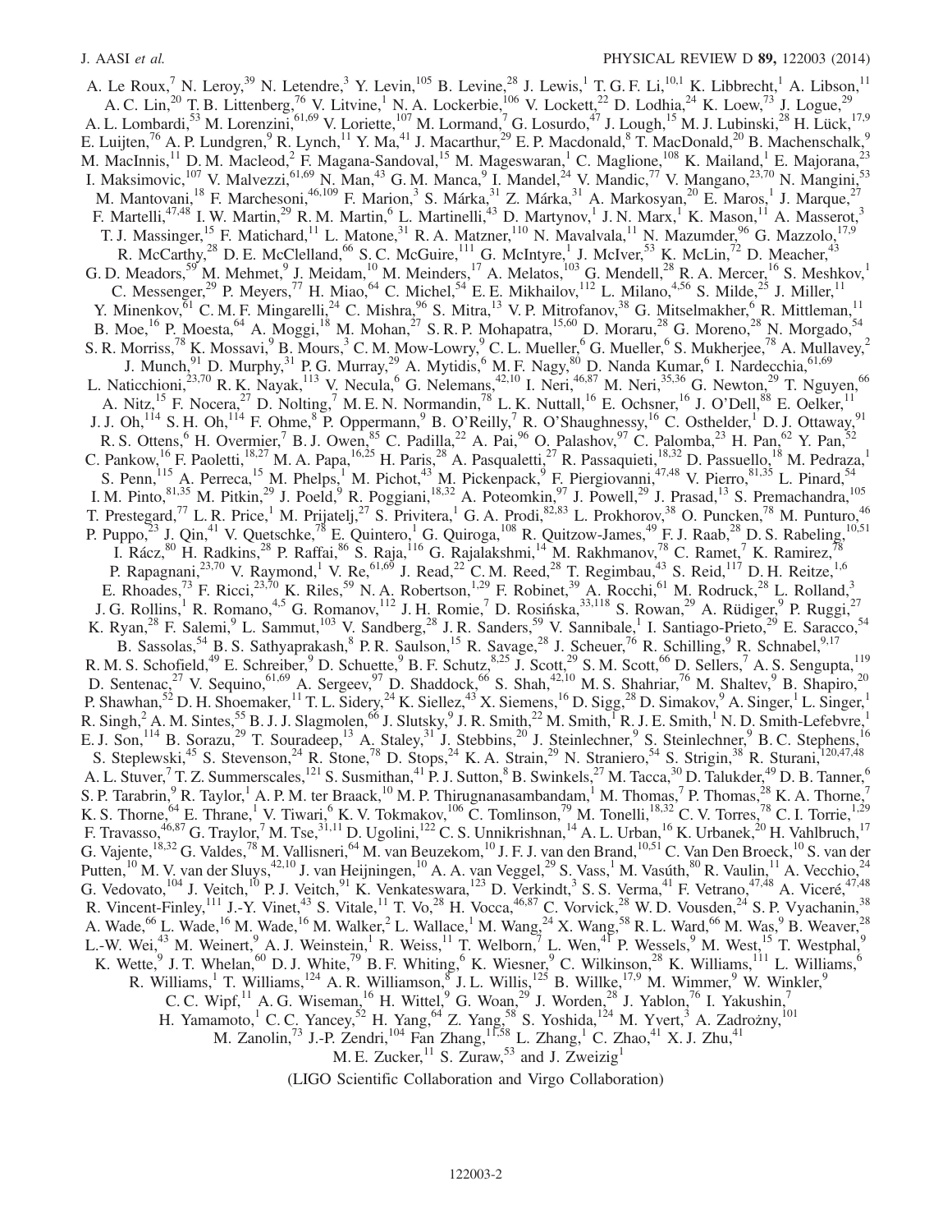A. Le Roux,[7] N. Leroy,[39] N. Letendre,[3] Y. Levin,[105] B. Levine,[28] J. Lewis,[1] T. G. F. Li,[10,1] K. Libbrecht,[1] A. Libson,[11] A. C. Lin,[20] T. B. Littenberg,[76] V. Litvine,[1] N. A. Lockerbie,[106] V. Lockett,[22] D. Lodhia,[24] K. Loew,[73] J. Logue,[29] A. L. Lombardi,[53] M. Lorenzini,[61,69] V. Loriette,[107] M. Lormand,[7] G. Losurdo,[47] J. Lough,[15] M. J. Lubinski,[28] H. Lück,[17,9] E. Luijten,[76] A. P. Lundgren,[9] R. Lynch,[11] Y. Ma,[41] J. Macarthur,[29] E. P. Macdonald,[8] T. MacDonald,[20] B. Machenschalk,[9] M. MacInnis,[11] D. M. Macleod,[2] F. Magana-Sandoval,[15] M. Mageswaran,[1] C. Maglione,[108] K. Mailand,[1] E. Majorana,[23] I. Maksimovic,[107] V. Malvezzi,[61,69] N. Man,[43] G. M. Manca,[9] I. Mandel,[24] V. Mandic,[77] V. Mangano,[23,70] N. Mangini,[53] M. Mantovani,[18] F. Marchesoni,[46,109] F. Marion,[3] S. Márka,[31] Z. Márka,[31] A. Markosyan,[20] E. Maros,[1] J. Marque,[27] F. Martelli,[47,48] I. W. Martin,[29] R. M. Martin,[6] L. Martinelli,[43] D. Martynov,[1] J. N. Marx,[1] K. Mason,[11] A. Masserot,[3] T. J. Massinger,[15] F. Matichard,[11] L. Matone,[31] R. A. Matzner,[110] N. Mavalvala,[11] N. Mazumder,[96] G. Mazzolo,[17,9] R. McCarthy,[28] D. E. McClelland,[66] S. C. McGuire,[111] G. McIntyre,[1] J. McIver,[53] K. McLin,[72] D. Meacher,[43] G. D. Meadors,[59] M. Mehmet,[9] J. Meidam,[10] M. Meinders,[17] A. Melatos,[103] G. Mendell,[28] R. A. Mercer,[16] S. Meshkov,[1] C. Messenger,[29] P. Meyers,[77] H. Miao,[64] C. Michel,[54] E. E. Mikhailov,[112] L. Milano,[4,56] S. Milde,[25] J. Miller,[11] Y. Minenkov,[61] C. M. F. Mingarelli,[24] C. Mishra,[96] S. Mitra,[13] V. P. Mitrofanov,[38] G. Mitselmakher,[6] R. Mittleman,[11] B. Moe,[16] P. Moesta,[64] A. Moggi,[18] M. Mohan,[27] S. R. P. Mohapatra,[15,60] D. Moraru,[28] G. Moreno,[28] N. Morgado,[54] S. R. Morriss,[78] K. Mossavi,[9] B. Mours,[3] C. M. Mow-Lowry,[9] C. L. Mueller,[6] G. Mueller,[6] S. Mukherjee,[78] A. Mullavey,[2] J. Munch,[91] D. Murphy,[31] P. G. Murray,[29] A. Mytidis,[6] M. F. Nagy,[80] D. Nanda Kumar,[6] I. Nardecchia,[61,69] L. Naticchioni,[23,70] R. K. Nayak,[113] V. Necula,[6] G. Nelemans,[42,10] I. Neri,[46,87] M. Neri,[35,36] G. Newton,[29] T. Nguyen,[66] A. Nitz,[15] F. Nocera,[27] D. Nolting,[7] M. E. N. Normandin,[78] L. K. Nuttall,[16] E. Ochsner,[16] J. O'Dell,[88] E. Oelker,[11] J. J. Oh,[114] S. H. Oh,[114] F. Ohme,[8] P. Oppermann,[9] B. O'Reilly,[7] R. O'Shaughnessy,[16] C. Osthelder,[1] D. J. Ottaway,[91] R. S. Ottens,[6] H. Overmier,[7] B. J. Owen,[85] C. Padilla,[22] A. Pai,[96] O. Palashov,[97] C. Palomba,[23] H. Pan,[62] Y. Pan,[52] C. Pankow,[16] F. Paoletti,[18,27] M. A. Papa,[16,25] H. Paris,[28] A. Pasqualetti,[27] R. Passaquieti,[18,32] D. Passuello,[18] M. Pedraza,[1] S. Penn,[115] A. Perreca,[15] M. Phelps,[1] M. Pichot,[43] M. Pickenpack,[9] F. Piergiovanni,[47,48] V. Pierro,[81,35] L. Pinard,[54] I. M. Pinto,[81,35] M. Pitkin,[29] J. Poeld,[9] R. Poggiani,[18,32] A. Poteomkin,[97] J. Powell,[29] J. Prasad,[13] S. Premachandra,[105] T. Prestegard,[77] L. R. Price,[1] M. Prijatelj,[27] S. Privitera,[1] G. A. Prodi,[82,83] L. Prokhorov,[38] O. Puncken,[78] M. Punturo,[46] P. Puppo,[23] J. Qin,[41] V. Quetschke,[78] E. Quintero,[1] G. Quiroga,[108] R. Quitzow-James,[49] F. J. Raab,[28] D. S. Rabeling,[10,51] I. Rácz,[80] H. Radkins,[28] P. Raffai,[86] S. Raja,[116] G. Rajalakshmi,[14] M. Rakhmanov,[78] C. Ramet,[7] K. Ramirez,[78] P. Rapagnani,[23,70] V. Raymond,[1] V. Re,[61,69] J. Read,[22] C. M. Reed,[28] T. Regimbau,[43] S. Reid,[117] D. H. Reitze,[1,6] E. Rhoades,[73] F. Ricci,[23,70] K. Riles,[59] N. A. Robertson,[1,29] F. Robinet,[39] A. Rocchi,[61] M. Rodruck,[28] L. Rolland,[3] J. G. Rollins,[1] R. Romano,[4,5] G. Romanov,[112] J. H. Romie,[7] D. Rosińska,[33,118] S. Rowan,[29] A. Rüdiger,[9] P. Ruggi,[27] K. Ryan,[28] F. Salemi,[9] L. Sammut,[103] V. Sandberg,[28] J. R. Sanders,[59] V. Sannibale,[1] I. Santiago-Prieto,[29] E. Saracco,[54] B. Sassolas,[54] B. S. Sathyaprakash,[8] P. R. Saulson,[15] R. Savage,[28] J. Scheuer,[76] R. Schilling,[9] R. Schnabel,[9,17] R. M. S. Schofield,[49] E. Schreiber,[9] D. Schuette,[9] B. F. Schutz,[8,25] J. Scott,[29] S. M. Scott,[66] D. Sellers,[7] A. S. Sengupta,[119] D. Sentenac,[27] V. Sequino,[61,69] A. Sergeev,[97] D. Shaddock,[66] S. Shah,[42,10] M. S. Shahriar,[76] M. Shaltev,[9] B. Shapiro,[20] P. Shawhan,[52] D. H. Shoemaker,[11] T. L. Sidery,[24] K. Siellez,[43] X. Siemens,[16] D. Sigg,[28] D. Simakov,[9] A. Singer,[1] L. Singer,[1] R. Singh,[2] A. M. Sintes,[55] B. J. J. Slagmolen,[66] J. Slutsky,[9] J. R. Smith,[22] M. Smith,[1] R. J. E. Smith,[1] N. D. Smith-Lefebvre,[1] E. J. Son,[114] B. Sorazu,[29] T. Souradeep,[13] A. Staley,[31] J. Stebbins,[20] J. Steinlechner,[9] S. Steinlechner,[9] B. C. Stephens,[16] S. Steplewski,[45] S. Stevenson,[24] R. Stone,[78] D. Stops,[24] K. A. Strain,[29] N. Straniero,[54] S. Strigin,[38] R. Sturani,[120,47,48] A. L. Stuver,[7] T. Z. Summerscales,[121] S. Susmithan,[41] P. J. Sutton,[8] B. Swinkels,[27] M. Tacca,[30] D. Talukder,[49] D. B. Tanner,[6] S. P. Tarabrin,[9] R. Taylor,[1] A. P. M. ter Braack,[10] M. P. Thirugnanasambandam,[1] M. Thomas,[7] P. Thomas,[28] K. A. Thorne,[7] K. S. Thorne,[64] E. Thrane,[1] V. Tiwari,[6] K. V. Tokmakov,[106] C. Tomlinson,[79] M. Tonelli,[18,32] C. V. Torres,[78] C. I. Torrie,[1,29] F. Travasso,[46,87] G. Traylor,[7] M. Tse,[31,11] D. Ugolini,[122] C. S. Unnikrishnan,[14] A. L. Urban,[16] K. Urbanek,[20] H. Vahlbruch,[17] G. Vajente,[18,32] G. Valdes,[78] M. Vallisneri,[64] M. van Beuzekom,[10] J. F. J. van den Brand,[10,51] C. Van Den Broeck,[10] S. van der Putten,[10] M. V. van der Sluys,[42,10] J. van Heijningen,[10] A. A. van Veggel,[29] S. Vass,[1] M. Vasúth,[80] R. Vaulin,[11] A. Vecchio,[24] G. Vedovato,[104] J. Veitch,[10] P. J. Veitch,[91] K. Venkateswara,[123] D. Verkindt,[3] S. S. Verma,[41] F. Vetrano,[47,48] A. Viceré,[47,48] R. Vincent-Finley,[111] J.-Y. Vinet,[43] S. Vitale,[11] T. Vo,[28] H. Vocca,[46,87] C. Vorvick,[28] W. D. Vousden,[24] S. P. Vyachanin,[38] A. Wade,[66] L. Wade,[16] M. Wade,[16] M. Walker,[2] L. Wallace,[1] M. Wang,[24] X. Wang,[58] R. L. Ward,[66] M. Was,[9] B. Weaver,[28] L.-W. Wei,[43] M. Weinert,[9] A. J. Weinstein,[1] R. Weiss,[11] T. Welborn,[7] L. Wen,[41] P. Wessels,[9] M. West,[15] T. Westphal,[9] K. Wette,[9] J. T. Whelan,[60] D. J. White,[79] B. F. Whiting,[6] K. Wiesner,[9] C. Wilkinson,[28] K. Williams,[111] L. Williams,[6] R. Williams,[1] T. Williams,[124] A. R. Williamson,[8] J. L. Willis,[125] B. Willke,[17,9] M. Wimmer,[9] W. Winkler,[9] C. C. Wipf,[11] A. G. Wiseman,[16] H. Wittel,[9] G. Woan,[29] J. Worden,[28] J. Yablon,[76] I. Yakushin,[7] H. Yamamoto,[1] C. C. Yancey,[52] H. Yang,[64] Z. Yang,[58] S. Yoshida,[124] M. Yvert,[3] A. Zadrożny,[101] M. Zanolin,[73] J.-P. Zendri,[104] Fan Zhang,[11,58] L. Zhang,[1] C. Zhao,[41] X. J. Zhu,[41] M. E. Zucker,[11] S. Zuraw,[53] and J. Zweizig[1]

(LIGO Scientific Collaboration and Virgo Collaboration)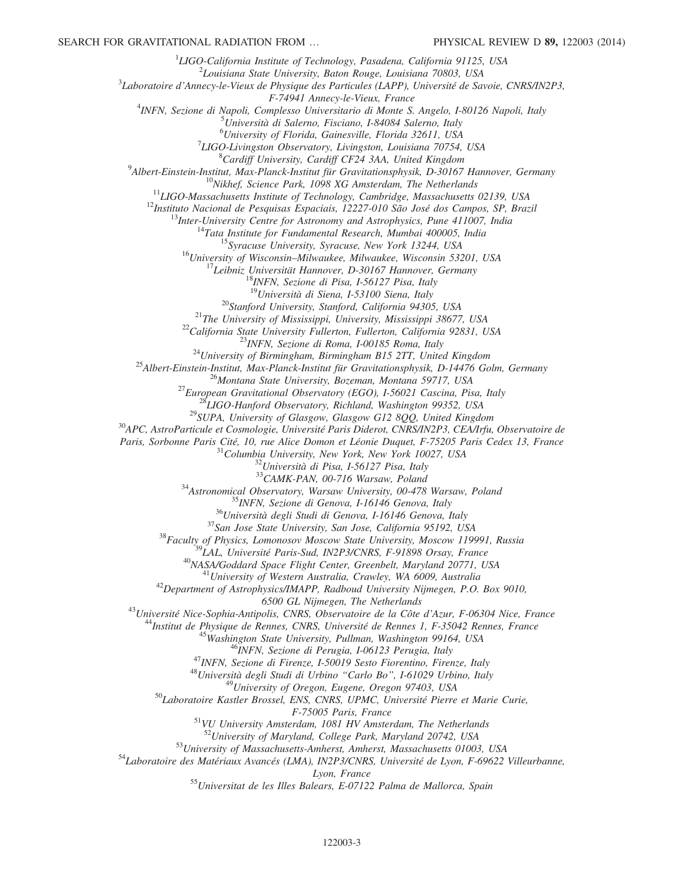[1]LIGO-California Institute of Technology, Pasadena, California 91125, USA

[2]Louisiana State University, Baton Rouge, Louisiana 70803, USA

[3]Laboratoire d'Annecy-le-Vieux de Physique des Particules (LAPP), Université de Savoie, CNRS/IN2P3, F-74941 Annecy-le-Vieux, France

[4]INFN, Sezione di Napoli, Complesso Universitario di Monte S. Angelo, I-80126 Napoli, Italy

[5]Università di Salerno, Fisciano, I-84084 Salerno, Italy

[6]University of Florida, Gainesville, Florida 32611, USA

[7]LIGO-Livingston Observatory, Livingston, Louisiana 70754, USA

[8]Cardiff University, Cardiff CF24 3AA, United Kingdom

[9]Albert-Einstein-Institut, Max-Planck-Institut für Gravitationsphysik, D-30167 Hannover, Germany

[10]Nikhef, Science Park, 1098 XG Amsterdam, The Netherlands

[11]LIGO-Massachusetts Institute of Technology, Cambridge, Massachusetts 02139, USA

[12]Instituto Nacional de Pesquisas Espaciais, 12227-010 São José dos Campos, SP, Brazil

[13]Inter-University Centre for Astronomy and Astrophysics, Pune 411007, India

[14]Tata Institute for Fundamental Research, Mumbai 400005, India

[15]Syracuse University, Syracuse, New York 13244, USA

[16]University of Wisconsin–Milwaukee, Milwaukee, Wisconsin 53201, USA

[17]Leibniz Universität Hannover, D-30167 Hannover, Germany

[18]INFN, Sezione di Pisa, I-56127 Pisa, Italy

[19]Università di Siena, I-53100 Siena, Italy

[20]Stanford University, Stanford, California 94305, USA

[21]The University of Mississippi, University, Mississippi 38677, USA

[22]California State University Fullerton, Fullerton, California 92831, USA

[23]INFN, Sezione di Roma, I-00185 Roma, Italy

[24]University of Birmingham, Birmingham B15 2TT, United Kingdom

[25]Albert-Einstein-Institut, Max-Planck-Institut für Gravitationsphysik, D-14476 Golm, Germany

[26]Montana State University, Bozeman, Montana 59717, USA

[27]European Gravitational Observatory (EGO), I-56021 Cascina, Pisa, Italy

[28]LIGO-Hanford Observatory, Richland, Washington 99352, USA

[29]SUPA, University of Glasgow, Glasgow G12 8QQ, United Kingdom

[30]APC, AstroParticule et Cosmologie, Université Paris Diderot, CNRS/IN2P3, CEA/Irfu, Observatoire de Paris, Sorbonne Paris Cité, 10, rue Alice Domon et Léonie Duquet, F-75205 Paris Cedex 13, France

[31]Columbia University, New York, New York 10027, USA

[32]Università di Pisa, I-56127 Pisa, Italy

[33]CAMK-PAN, 00-716 Warsaw, Poland

[34]Astronomical Observatory, Warsaw University, 00-478 Warsaw, Poland

[35]INFN, Sezione di Genova, I-16146 Genova, Italy

[36]Università degli Studi di Genova, I-16146 Genova, Italy

[37]San Jose State University, San Jose, California 95192, USA

[38]Faculty of Physics, Lomonosov Moscow State University, Moscow 119991, Russia

[39]LAL, Université Paris-Sud, IN2P3/CNRS, F-91898 Orsay, France

[40]NASA/Goddard Space Flight Center, Greenbelt, Maryland 20771, USA

[41]University of Western Australia, Crawley, WA 6009, Australia

[42]Department of Astrophysics/IMAPP, Radboud University Nijmegen, P.O. Box 9010, 6500 GL Nijmegen, The Netherlands

[43]Université Nice-Sophia-Antipolis, CNRS, Observatoire de la Côte d'Azur, F-06304 Nice, France

[44]Institut de Physique de Rennes, CNRS, Université de Rennes 1, F-35042 Rennes, France

[45]Washington State University, Pullman, Washington 99164, USA

[46]INFN, Sezione di Perugia, I-06123 Perugia, Italy

[47]INFN, Sezione di Firenze, I-50019 Sesto Fiorentino, Firenze, Italy

[48]Università degli Studi di Urbino "Carlo Bo", I-61029 Urbino, Italy

[49]University of Oregon, Eugene, Oregon 97403, USA

[50]Laboratoire Kastler Brossel, ENS, CNRS, UPMC, Université Pierre et Marie Curie, F-75005 Paris, France

[51]VU University Amsterdam, 1081 HV Amsterdam, The Netherlands

[52]University of Maryland, College Park, Maryland 20742, USA

[53]University of Massachusetts-Amherst, Amherst, Massachusetts 01003, USA

[54]Laboratoire des Matériaux Avancés (LMA), IN2P3/CNRS, Université de Lyon, F-69622 Villeurbanne, Lyon, France

[55]Universitat de les Illes Balears, E-07122 Palma de Mallorca, Spain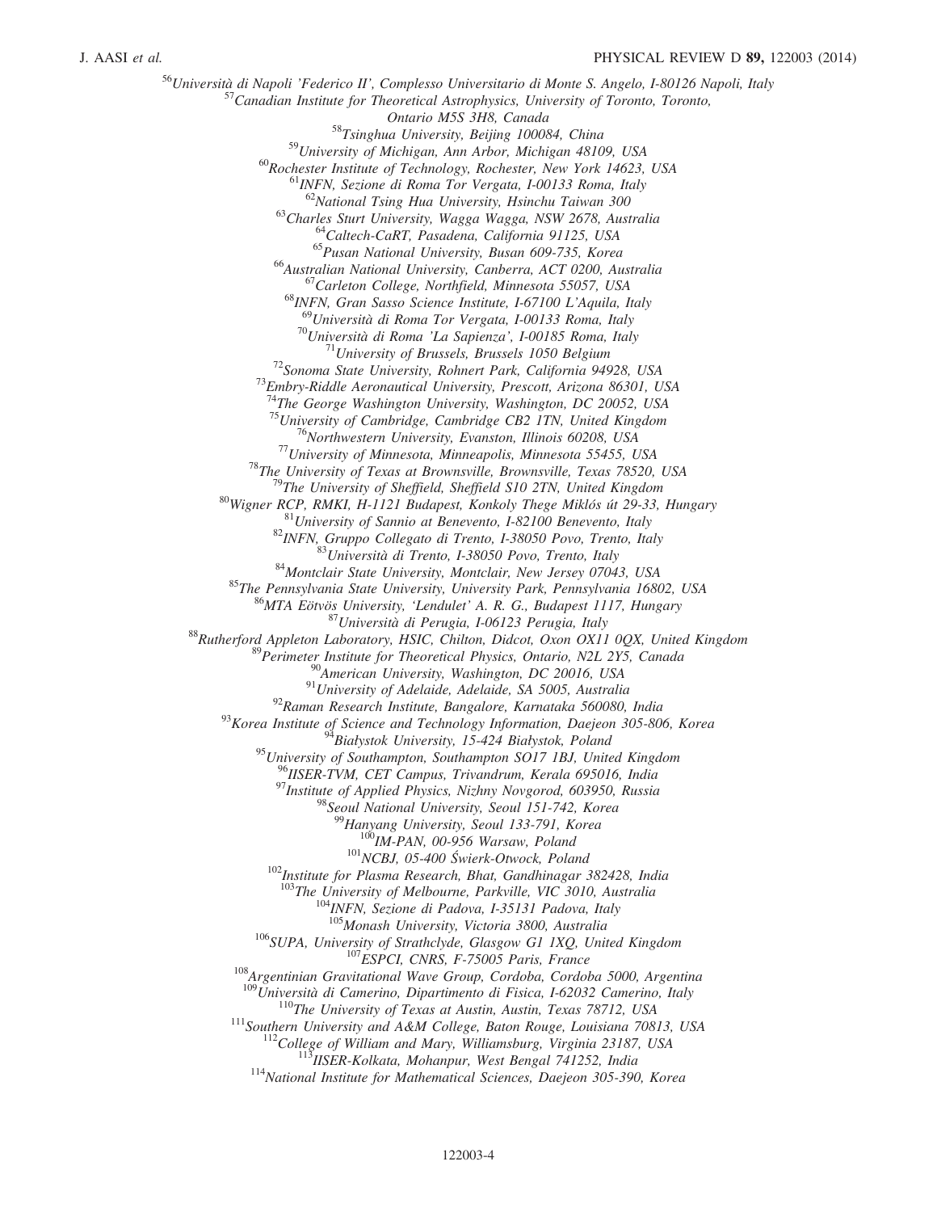[56]Università di Napoli 'Federico II', Complesso Universitario di Monte S. Angelo, I-80126 Napoli, Italy
[57]Canadian Institute for Theoretical Astrophysics, University of Toronto, Toronto, Ontario M5S 3H8, Canada
[58]Tsinghua University, Beijing 100084, China
[59]University of Michigan, Ann Arbor, Michigan 48109, USA
[60]Rochester Institute of Technology, Rochester, New York 14623, USA
[61]INFN, Sezione di Roma Tor Vergata, I-00133 Roma, Italy
[62]National Tsing Hua University, Hsinchu Taiwan 300
[63]Charles Sturt University, Wagga Wagga, NSW 2678, Australia
[64]Caltech-CaRT, Pasadena, California 91125, USA
[65]Pusan National University, Busan 609-735, Korea
[66]Australian National University, Canberra, ACT 0200, Australia
[67]Carleton College, Northfield, Minnesota 55057, USA
[68]INFN, Gran Sasso Science Institute, I-67100 L'Aquila, Italy
[69]Università di Roma Tor Vergata, I-00133 Roma, Italy
[70]Università di Roma 'La Sapienza', I-00185 Roma, Italy
[71]University of Brussels, Brussels 1050 Belgium
[72]Sonoma State University, Rohnert Park, California 94928, USA
[73]Embry-Riddle Aeronautical University, Prescott, Arizona 86301, USA
[74]The George Washington University, Washington, DC 20052, USA
[75]University of Cambridge, Cambridge CB2 1TN, United Kingdom
[76]Northwestern University, Evanston, Illinois 60208, USA
[77]University of Minnesota, Minneapolis, Minnesota 55455, USA
[78]The University of Texas at Brownsville, Brownsville, Texas 78520, USA
[79]The University of Sheffield, Sheffield S10 2TN, United Kingdom
[80]Wigner RCP, RMKI, H-1121 Budapest, Konkoly Thege Miklós út 29-33, Hungary
[81]University of Sannio at Benevento, I-82100 Benevento, Italy
[82]INFN, Gruppo Collegato di Trento, I-38050 Povo, Trento, Italy
[83]Università di Trento, I-38050 Povo, Trento, Italy
[84]Montclair State University, Montclair, New Jersey 07043, USA
[85]The Pennsylvania State University, University Park, Pennsylvania 16802, USA
[86]MTA Eötvös University, 'Lendulet' A. R. G., Budapest 1117, Hungary
[87]Università di Perugia, I-06123 Perugia, Italy
[88]Rutherford Appleton Laboratory, HSIC, Chilton, Didcot, Oxon OX11 0QX, United Kingdom
[89]Perimeter Institute for Theoretical Physics, Ontario, N2L 2Y5, Canada
[90]American University, Washington, DC 20016, USA
[91]University of Adelaide, Adelaide, SA 5005, Australia
[92]Raman Research Institute, Bangalore, Karnataka 560080, India
[93]Korea Institute of Science and Technology Information, Daejeon 305-806, Korea
[94]Białystok University, 15-424 Białystok, Poland
[95]University of Southampton, Southampton SO17 1BJ, United Kingdom
[96]IISER-TVM, CET Campus, Trivandrum, Kerala 695016, India
[97]Institute of Applied Physics, Nizhny Novgorod, 603950, Russia
[98]Seoul National University, Seoul 151-742, Korea
[99]Hanyang University, Seoul 133-791, Korea
[100]IM-PAN, 00-956 Warsaw, Poland
[101]NCBJ, 05-400 Świerk-Otwock, Poland
[102]Institute for Plasma Research, Bhat, Gandhinagar 382428, India
[103]The University of Melbourne, Parkville, VIC 3010, Australia
[104]INFN, Sezione di Padova, I-35131 Padova, Italy
[105]Monash University, Victoria 3800, Australia
[106]SUPA, University of Strathclyde, Glasgow G1 1XQ, United Kingdom
[107]ESPCI, CNRS, F-75005 Paris, France
[108]Argentinian Gravitational Wave Group, Cordoba, Cordoba 5000, Argentina
[109]Università di Camerino, Dipartimento di Fisica, I-62032 Camerino, Italy
[110]The University of Texas at Austin, Austin, Texas 78712, USA
[111]Southern University and A&M College, Baton Rouge, Louisiana 70813, USA
[112]College of William and Mary, Williamsburg, Virginia 23187, USA
[113]IISER-Kolkata, Mohanpur, West Bengal 741252, India
[114]National Institute for Mathematical Sciences, Daejeon 305-390, Korea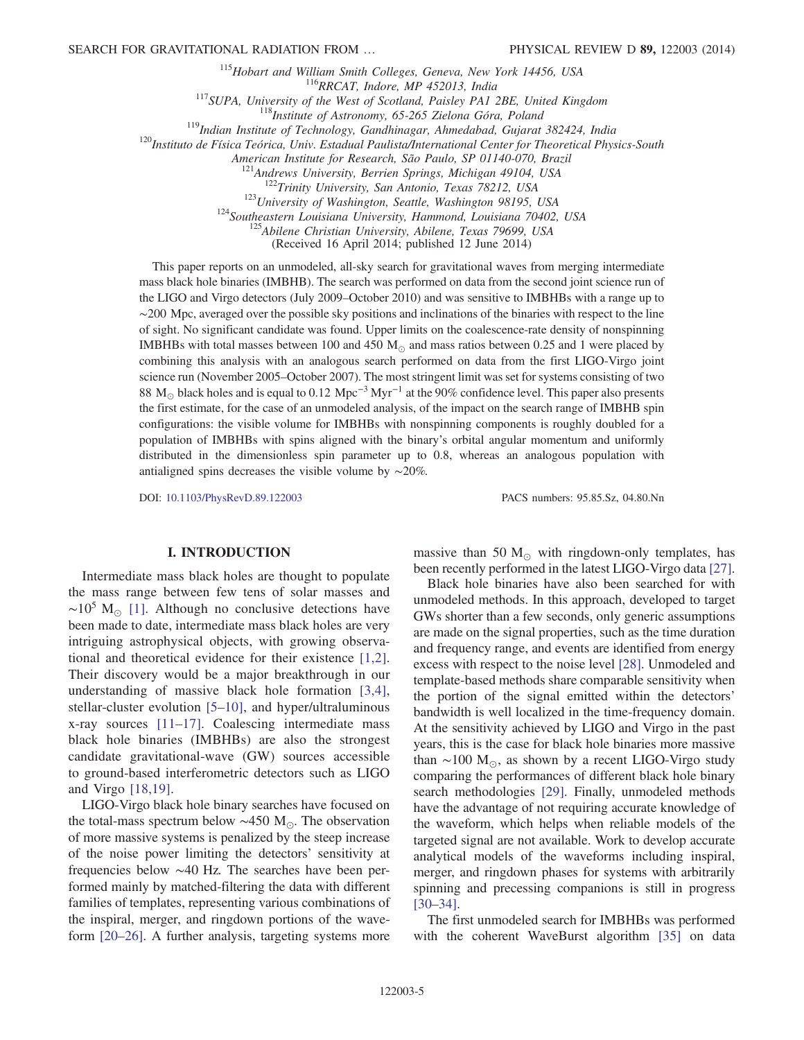[115]Hobart and William Smith Colleges, Geneva, New York 14456, USA
[116]RRCAT, Indore, MP 452013, India
[117]SUPA, University of the West of Scotland, Paisley PA1 2BE, United Kingdom
[118]Institute of Astronomy, 65-265 Zielona Góra, Poland
[119]Indian Institute of Technology, Gandhinagar, Ahmedabad, Gujarat 382424, India
[120]Instituto de Física Teórica, Univ. Estadual Paulista/International Center for Theoretical Physics-South American Institute for Research, São Paulo, SP 01140-070, Brazil
[121]Andrews University, Berrien Springs, Michigan 49104, USA
[122]Trinity University, San Antonio, Texas 78212, USA
[123]University of Washington, Seattle, Washington 98195, USA
[124]Southeastern Louisiana University, Hammond, Louisiana 70402, USA
[125]Abilene Christian University, Abilene, Texas 79699, USA

(Received 16 April 2014; published 12 June 2014)

This paper reports on an unmodeled, all-sky search for gravitational waves from merging intermediate mass black hole binaries (IMBHB). The search was performed on data from the second joint science run of the LIGO and Virgo detectors (July 2009–October 2010) and was sensitive to IMBHBs with a range up to ~200 Mpc, averaged over the possible sky positions and inclinations of the binaries with respect to the line of sight. No significant candidate was found. Upper limits on the coalescence-rate density of nonspinning IMBHBs with total masses between 100 and 450 $M_\odot$ and mass ratios between 0.25 and 1 were placed by combining this analysis with an analogous search performed on data from the first LIGO-Virgo joint science run (November 2005–October 2007). The most stringent limit was set for systems consisting of two 88 $M_\odot$ black holes and is equal to 0.12 $\mathrm{Mpc}^{-3}\,\mathrm{Myr}^{-1}$ at the 90% confidence level. This paper also presents the first estimate, for the case of an unmodeled analysis, of the impact on the search range of IMBHB spin configurations: the visible volume for IMBHBs with nonspinning components is roughly doubled for a population of IMBHBs with spins aligned with the binary's orbital angular momentum and uniformly distributed in the dimensionless spin parameter up to 0.8, whereas an analogous population with antialigned spins decreases the visible volume by ~20%.

DOI: 10.1103/PhysRevD.89.122003 PACS numbers: 95.85.Sz, 04.80.Nn

## I. INTRODUCTION

Intermediate mass black holes are thought to populate the mass range between few tens of solar masses and $\sim 10^5\ M_\odot$ [1]. Although no conclusive detections have been made to date, intermediate mass black holes are very intriguing astrophysical objects, with growing observational and theoretical evidence for their existence [1,2]. Their discovery would be a major breakthrough in our understanding of massive black hole formation [3,4], stellar-cluster evolution [5–10], and hyper/ultraluminous x-ray sources [11–17]. Coalescing intermediate mass black hole binaries (IMBHBs) are also the strongest candidate gravitational-wave (GW) sources accessible to ground-based interferometric detectors such as LIGO and Virgo [18,19].

LIGO-Virgo black hole binary searches have focused on the total-mass spectrum below $\sim 450\ M_\odot$. The observation of more massive systems is penalized by the steep increase of the noise power limiting the detectors' sensitivity at frequencies below ~40 Hz. The searches have been performed mainly by matched-filtering the data with different families of templates, representing various combinations of the inspiral, merger, and ringdown portions of the waveform [20–26]. A further analysis, targeting systems more massive than 50 $M_\odot$ with ringdown-only templates, has been recently performed in the latest LIGO-Virgo data [27].

Black hole binaries have also been searched for with unmodeled methods. In this approach, developed to target GWs shorter than a few seconds, only generic assumptions are made on the signal properties, such as the time duration and frequency range, and events are identified from energy excess with respect to the noise level [28]. Unmodeled and template-based methods share comparable sensitivity when the portion of the signal emitted within the detectors' bandwidth is well localized in the time-frequency domain. At the sensitivity achieved by LIGO and Virgo in the past years, this is the case for black hole binaries more massive than $\sim 100\ M_\odot$, as shown by a recent LIGO-Virgo study comparing the performances of different black hole binary search methodologies [29]. Finally, unmodeled methods have the advantage of not requiring accurate knowledge of the waveform, which helps when reliable models of the targeted signal are not available. Work to develop accurate analytical models of the waveforms including inspiral, merger, and ringdown phases for systems with arbitrarily spinning and precessing companions is still in progress [30–34].

The first unmodeled search for IMBHBs was performed with the coherent WaveBurst algorithm [35] on data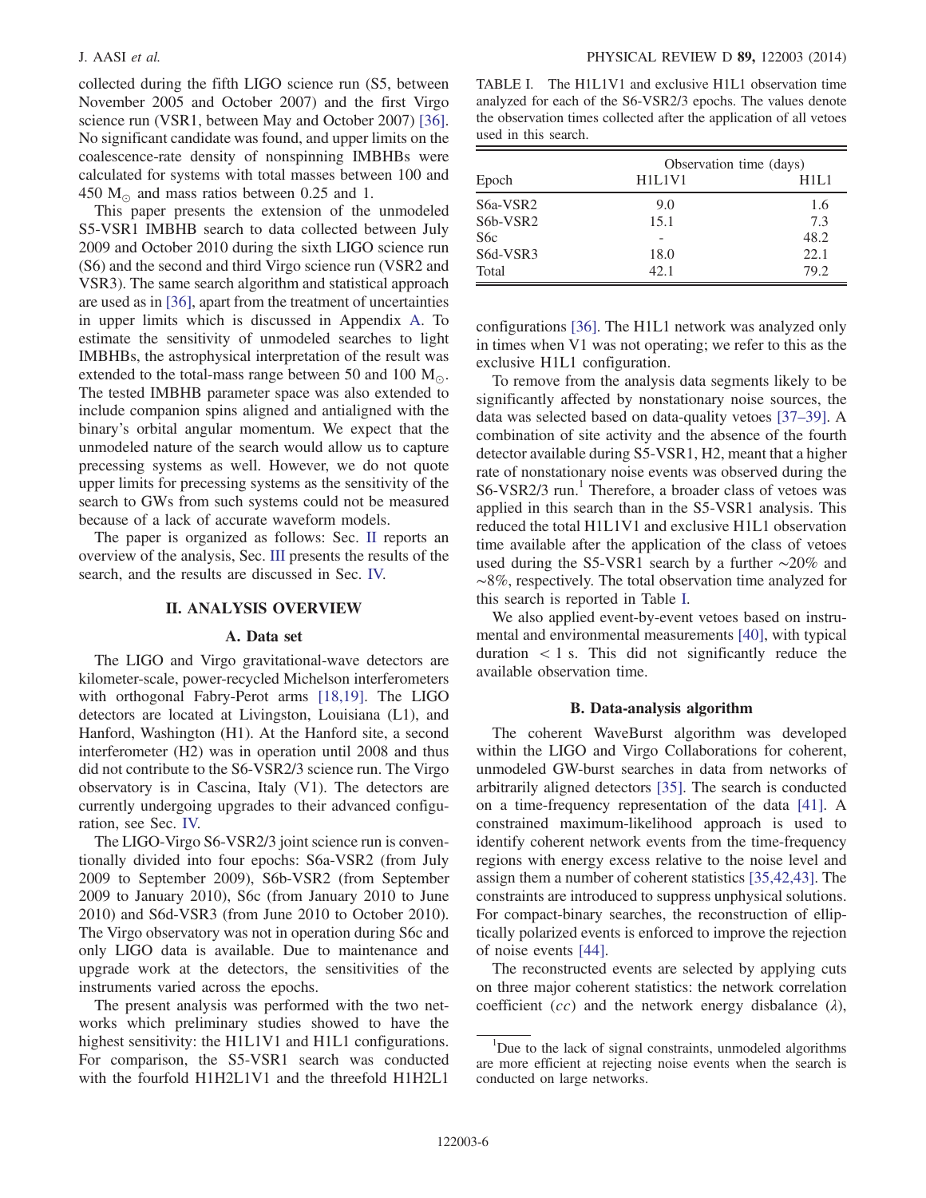collected during the fifth LIGO science run (S5, between November 2005 and October 2007) and the first Virgo science run (VSR1, between May and October 2007) [36]. No significant candidate was found, and upper limits on the coalescence-rate density of nonspinning IMBHBs were calculated for systems with total masses between 100 and 450 $M_{\odot}$ and mass ratios between 0.25 and 1.

This paper presents the extension of the unmodeled S5-VSR1 IMBHB search to data collected between July 2009 and October 2010 during the sixth LIGO science run (S6) and the second and third Virgo science run (VSR2 and VSR3). The same search algorithm and statistical approach are used as in [36], apart from the treatment of uncertainties in upper limits which is discussed in Appendix A. To estimate the sensitivity of unmodeled searches to light IMBHBs, the astrophysical interpretation of the result was extended to the total-mass range between 50 and 100 $M_{\odot}$. The tested IMBHB parameter space was also extended to include companion spins aligned and antialigned with the binary's orbital angular momentum. We expect that the unmodeled nature of the search would allow us to capture precessing systems as well. However, we do not quote upper limits for precessing systems as the sensitivity of the search to GWs from such systems could not be measured because of a lack of accurate waveform models.

The paper is organized as follows: Sec. II reports an overview of the analysis, Sec. III presents the results of the search, and the results are discussed in Sec. IV.

## II. ANALYSIS OVERVIEW

### A. Data set

The LIGO and Virgo gravitational-wave detectors are kilometer-scale, power-recycled Michelson interferometers with orthogonal Fabry-Perot arms [18,19]. The LIGO detectors are located at Livingston, Louisiana (L1), and Hanford, Washington (H1). At the Hanford site, a second interferometer (H2) was in operation until 2008 and thus did not contribute to the S6-VSR2/3 science run. The Virgo observatory is in Cascina, Italy (V1). The detectors are currently undergoing upgrades to their advanced configuration, see Sec. IV.

The LIGO-Virgo S6-VSR2/3 joint science run is conventionally divided into four epochs: S6a-VSR2 (from July 2009 to September 2009), S6b-VSR2 (from September 2009 to January 2010), S6c (from January 2010 to June 2010) and S6d-VSR3 (from June 2010 to October 2010). The Virgo observatory was not in operation during S6c and only LIGO data is available. Due to maintenance and upgrade work at the detectors, the sensitivities of the instruments varied across the epochs.

The present analysis was performed with the two networks which preliminary studies showed to have the highest sensitivity: the H1L1V1 and H1L1 configurations. For comparison, the S5-VSR1 search was conducted with the fourfold H1H2L1V1 and the threefold H1H2L1 configurations [36]. The H1L1 network was analyzed only in times when V1 was not operating; we refer to this as the exclusive H1L1 configuration.

TABLE I. The H1L1V1 and exclusive H1L1 observation time analyzed for each of the S6-VSR2/3 epochs. The values denote the observation times collected after the application of all vetoes used in this search.

| | Observation time (days) | |
|---|---|---|
| Epoch | H1L1V1 | H1L1 |
| S6a-VSR2 | 9.0 | 1.6 |
| S6b-VSR2 | 15.1 | 7.3 |
| S6c | - | 48.2 |
| S6d-VSR3 | 18.0 | 22.1 |
| Total | 42.1 | 79.2 |

To remove from the analysis data segments likely to be significantly affected by nonstationary noise sources, the data was selected based on data-quality vetoes [37–39]. A combination of site activity and the absence of the fourth detector available during S5-VSR1, H2, meant that a higher rate of nonstationary noise events was observed during the S6-VSR2/3 run.[1] Therefore, a broader class of vetoes was applied in this search than in the S5-VSR1 analysis. This reduced the total H1L1V1 and exclusive H1L1 observation time available after the application of the class of vetoes used during the S5-VSR1 search by a further ~20% and ~8%, respectively. The total observation time analyzed for this search is reported in Table I.

We also applied event-by-event vetoes based on instrumental and environmental measurements [40], with typical duration $< 1$ s. This did not significantly reduce the available observation time.

### B. Data-analysis algorithm

The coherent WaveBurst algorithm was developed within the LIGO and Virgo Collaborations for coherent, unmodeled GW-burst searches in data from networks of arbitrarily aligned detectors [35]. The search is conducted on a time-frequency representation of the data [41]. A constrained maximum-likelihood approach is used to identify coherent network events from the time-frequency regions with energy excess relative to the noise level and assign them a number of coherent statistics [35,42,43]. The constraints are introduced to suppress unphysical solutions. For compact-binary searches, the reconstruction of elliptically polarized events is enforced to improve the rejection of noise events [44].

The reconstructed events are selected by applying cuts on three major coherent statistics: the network correlation coefficient ($cc$) and the network energy disbalance ($\lambda$),

[1] Due to the lack of signal constraints, unmodeled algorithms are more efficient at rejecting noise events when the search is conducted on large networks.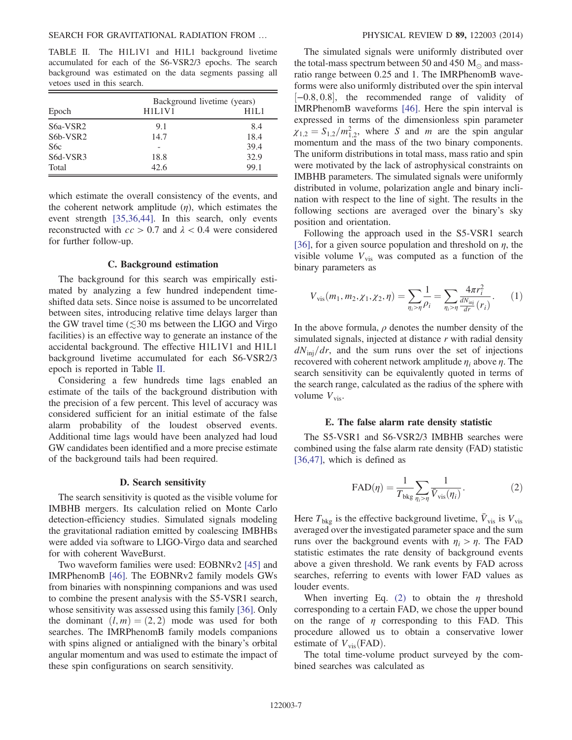TABLE II. The H1L1V1 and H1L1 background livetime accumulated for each of the S6-VSR2/3 epochs. The search background was estimated on the data segments passing all vetoes used in this search.

| Epoch | Background livetime (years) | |
|---|---|---|
| | H1L1V1 | H1L1 |
| S6a-VSR2 | 9.1 | 8.4 |
| S6b-VSR2 | 14.7 | 18.4 |
| S6c | - | 39.4 |
| S6d-VSR3 | 18.8 | 32.9 |
| Total | 42.6 | 99.1 |

which estimate the overall consistency of the events, and the coherent network amplitude ($\eta$), which estimates the event strength [35,36,44]. In this search, only events reconstructed with $cc > 0.7$ and $\lambda < 0.4$ were considered for further follow-up.

### C. Background estimation

The background for this search was empirically estimated by analyzing a few hundred independent time-shifted data sets. Since noise is assumed to be uncorrelated between sites, introducing relative time delays larger than the GW travel time ($\lesssim$30 ms between the LIGO and Virgo facilities) is an effective way to generate an instance of the accidental background. The effective H1L1V1 and H1L1 background livetime accumulated for each S6-VSR2/3 epoch is reported in Table II.

Considering a few hundreds time lags enabled an estimate of the tails of the background distribution with the precision of a few percent. This level of accuracy was considered sufficient for an initial estimate of the false alarm probability of the loudest observed events. Additional time lags would have been analyzed had loud GW candidates been identified and a more precise estimate of the background tails had been required.

### D. Search sensitivity

The search sensitivity is quoted as the visible volume for IMBHB mergers. Its calculation relied on Monte Carlo detection-efficiency studies. Simulated signals modeling the gravitational radiation emitted by coalescing IMBHBs were added via software to LIGO-Virgo data and searched for with coherent WaveBurst.

Two waveform families were used: EOBNRv2 [45] and IMRPhenomB [46]. The EOBNRv2 family models GWs from binaries with nonspinning companions and was used to combine the present analysis with the S5-VSR1 search, whose sensitivity was assessed using this family [36]. Only the dominant $(l, m) = (2, 2)$ mode was used for both searches. The IMRPhenomB family models companions with spins aligned or antialigned with the binary's orbital angular momentum and was used to estimate the impact of these spin configurations on search sensitivity.

The simulated signals were uniformly distributed over the total-mass spectrum between 50 and 450 $M_\odot$ and mass-ratio range between 0.25 and 1. The IMRPhenomB waveforms were also uniformly distributed over the spin interval $[-0.8, 0.8]$, the recommended range of validity of IMRPhenomB waveforms [46]. Here the spin interval is expressed in terms of the dimensionless spin parameter $\chi_{1,2} = S_{1,2}/m_{1,2}^2$, where $S$ and $m$ are the spin angular momentum and the mass of the two binary components. The uniform distributions in total mass, mass ratio and spin were motivated by the lack of astrophysical constraints on IMBHB parameters. The simulated signals were uniformly distributed in volume, polarization angle and binary inclination with respect to the line of sight. The results in the following sections are averaged over the binary's sky position and orientation.

Following the approach used in the S5-VSR1 search [36], for a given source population and threshold on $\eta$, the visible volume $V_{\rm vis}$ was computed as a function of the binary parameters as

$$V_{\rm vis}(m_1, m_2, \chi_1, \chi_2, \eta) = \sum_{\eta_i > \eta} \frac{1}{\rho_i} = \sum_{\eta_i > \eta} \frac{4\pi r_i^2}{\frac{dN_{\rm inj}}{dr}(r_i)}. \quad (1)$$

In the above formula, $\rho$ denotes the number density of the simulated signals, injected at distance $r$ with radial density $dN_{\rm inj}/dr$, and the sum runs over the set of injections recovered with coherent network amplitude $\eta_i$ above $\eta$. The search sensitivity can be equivalently quoted in terms of the search range, calculated as the radius of the sphere with volume $V_{\rm vis}$.

### E. The false alarm rate density statistic

The S5-VSR1 and S6-VSR2/3 IMBHB searches were combined using the false alarm rate density (FAD) statistic [36,47], which is defined as

$$\mathrm{FAD}(\eta) = \frac{1}{T_{\rm bkg}} \sum_{\eta_i > \eta} \frac{1}{\bar{V}_{\rm vis}(\eta_i)}. \quad (2)$$

Here $T_{\rm bkg}$ is the effective background livetime, $\bar{V}_{\rm vis}$ is $V_{\rm vis}$ averaged over the investigated parameter space and the sum runs over the background events with $\eta_i > \eta$. The FAD statistic estimates the rate density of background events above a given threshold. We rank events by FAD across searches, referring to events with lower FAD values as louder events.

When inverting Eq. (2) to obtain the $\eta$ threshold corresponding to a certain FAD, we chose the upper bound on the range of $\eta$ corresponding to this FAD. This procedure allowed us to obtain a conservative lower estimate of $V_{\rm vis}(\mathrm{FAD})$.

The total time-volume product surveyed by the combined searches was calculated as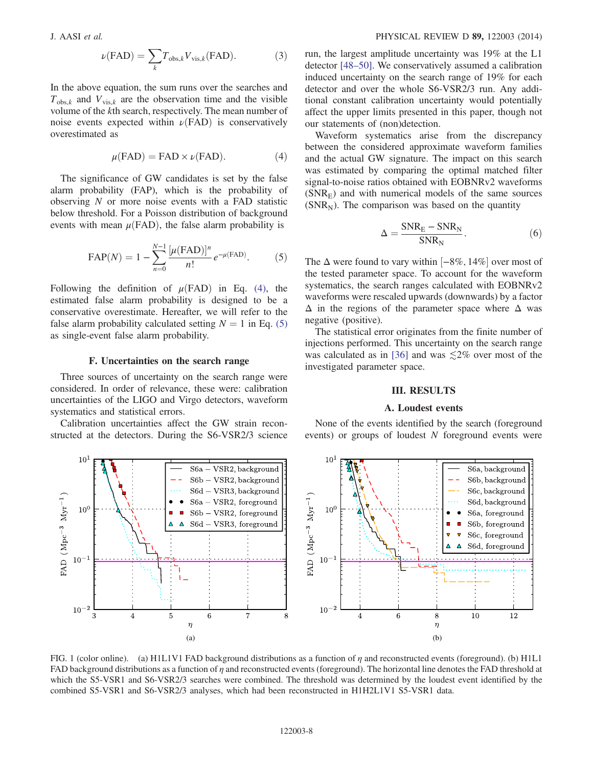$$\nu(\mathrm{FAD}) = \sum_k T_{\mathrm{obs},k} V_{\mathrm{vis},k}(\mathrm{FAD}). \tag{3}$$

In the above equation, the sum runs over the searches and $T_{\mathrm{obs},k}$ and $V_{\mathrm{vis},k}$ are the observation time and the visible volume of the $k$th search, respectively. The mean number of noise events expected within $\nu(\mathrm{FAD})$ is conservatively overestimated as

$$\mu(\mathrm{FAD}) = \mathrm{FAD} \times \nu(\mathrm{FAD}). \tag{4}$$

The significance of GW candidates is set by the false alarm probability (FAP), which is the probability of observing $N$ or more noise events with a FAD statistic below threshold. For a Poisson distribution of background events with mean $\mu(\mathrm{FAD})$, the false alarm probability is

$$\mathrm{FAP}(N) = 1 - \sum_{n=0}^{N-1} \frac{[\mu(\mathrm{FAD})]^n}{n!} e^{-\mu(\mathrm{FAD})}. \tag{5}$$

Following the definition of $\mu(\mathrm{FAD})$ in Eq. (4), the estimated false alarm probability is designed to be a conservative overestimate. Hereafter, we will refer to the false alarm probability calculated setting $N = 1$ in Eq. (5) as single-event false alarm probability.

### F. Uncertainties on the search range

Three sources of uncertainty on the search range were considered. In order of relevance, these were: calibration uncertainties of the LIGO and Virgo detectors, waveform systematics and statistical errors.

Calibration uncertainties affect the GW strain reconstructed at the detectors. During the S6-VSR2/3 science run, the largest amplitude uncertainty was 19% at the L1 detector [48–50]. We conservatively assumed a calibration induced uncertainty on the search range of 19% for each detector and over the whole S6-VSR2/3 run. Any additional constant calibration uncertainty would potentially affect the upper limits presented in this paper, though not our statements of (non)detection.

Waveform systematics arise from the discrepancy between the considered approximate waveform families and the actual GW signature. The impact on this search was estimated by comparing the optimal matched filter signal-to-noise ratios obtained with EOBNRv2 waveforms ($\mathrm{SNR_E}$) and with numerical models of the same sources ($\mathrm{SNR_N}$). The comparison was based on the quantity

$$\Delta = \frac{\mathrm{SNR_E} - \mathrm{SNR_N}}{\mathrm{SNR_N}}. \tag{6}$$

The $\Delta$ were found to vary within $[-8\%, 14\%]$ over most of the tested parameter space. To account for the waveform systematics, the search ranges calculated with EOBNRv2 waveforms were rescaled upwards (downwards) by a factor $\Delta$ in the regions of the parameter space where $\Delta$ was negative (positive).

The statistical error originates from the finite number of injections performed. This uncertainty on the search range was calculated as in [36] and was $\lesssim 2\%$ over most of the investigated parameter space.

## III. RESULTS

### A. Loudest events

None of the events identified by the search (foreground events) or groups of loudest $N$ foreground events were

FIG. 1 (color online). (a) H1L1V1 FAD background distributions as a function of $\eta$ and reconstructed events (foreground). (b) H1L1 FAD background distributions as a function of $\eta$ and reconstructed events (foreground). The horizontal line denotes the FAD threshold at which the S5-VSR1 and S6-VSR2/3 searches were combined. The threshold was determined by the loudest event identified by the combined S5-VSR1 and S6-VSR2/3 analyses, which had been reconstructed in H1H2L1V1 S5-VSR1 data.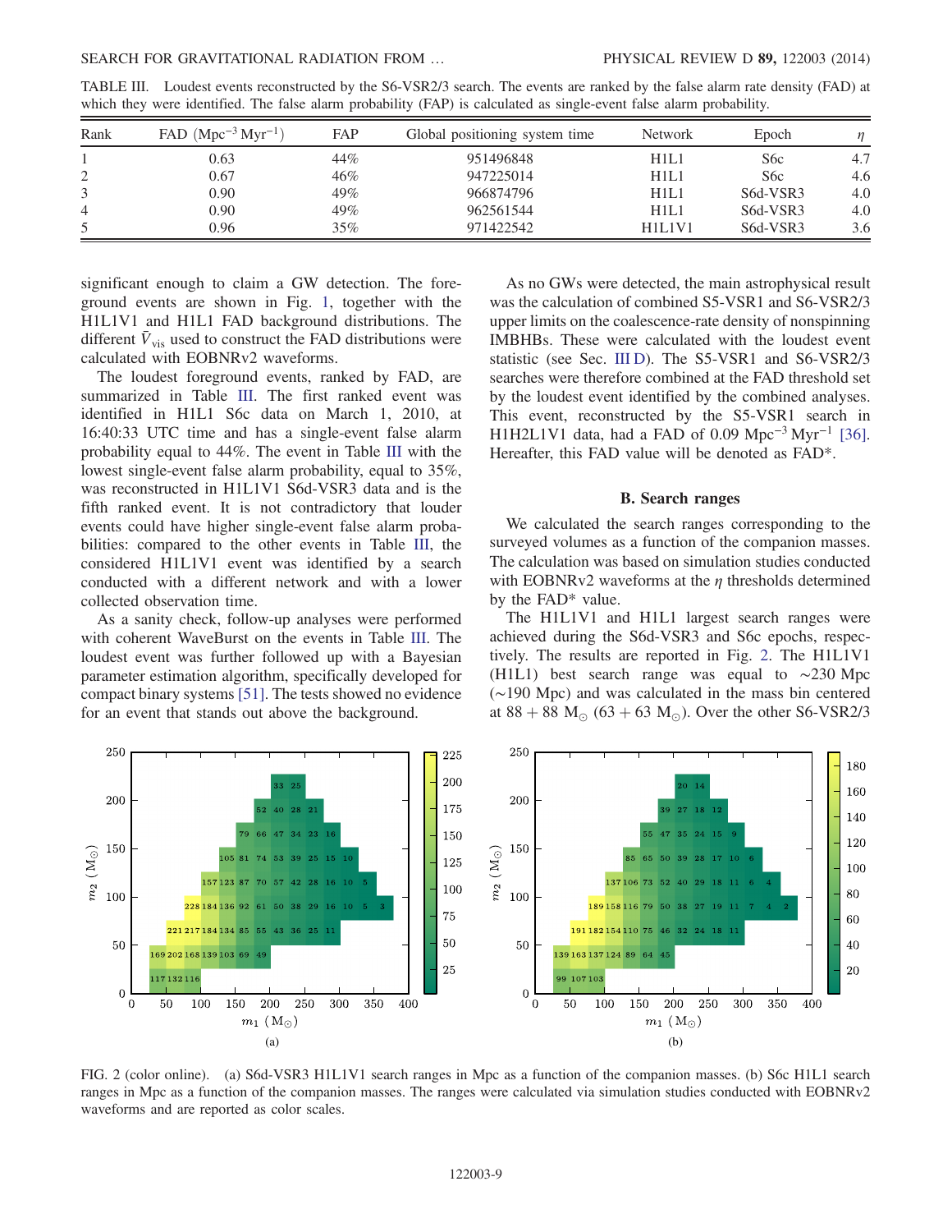TABLE III. Loudest events reconstructed by the S6-VSR2/3 search. The events are ranked by the false alarm rate density (FAD) at which they were identified. The false alarm probability (FAP) is calculated as single-event false alarm probability.

| Rank | FAD ($\mathrm{Mpc}^{-3}\,\mathrm{Myr}^{-1}$) | FAP | Global positioning system time | Network | Epoch | $\eta$ |
|---|---|---|---|---|---|---|
| 1 | 0.63 | 44% | 951496848 | H1L1 | S6c | 4.7 |
| 2 | 0.67 | 46% | 947225014 | H1L1 | S6c | 4.6 |
| 3 | 0.90 | 49% | 966874796 | H1L1 | S6d-VSR3 | 4.0 |
| 4 | 0.90 | 49% | 962561544 | H1L1 | S6d-VSR3 | 4.0 |
| 5 | 0.96 | 35% | 971422542 | H1L1V1 | S6d-VSR3 | 3.6 |

significant enough to claim a GW detection. The foreground events are shown in Fig. 1, together with the H1L1V1 and H1L1 FAD background distributions. The different $\bar{V}_{\mathrm{vis}}$ used to construct the FAD distributions were calculated with EOBNRv2 waveforms.

The loudest foreground events, ranked by FAD, are summarized in Table III. The first ranked event was identified in H1L1 S6c data on March 1, 2010, at 16:40:33 UTC time and has a single-event false alarm probability equal to 44%. The event in Table III with the lowest single-event false alarm probability, equal to 35%, was reconstructed in H1L1V1 S6d-VSR3 data and is the fifth ranked event. It is not contradictory that louder events could have higher single-event false alarm probabilities: compared to the other events in Table III, the considered H1L1V1 event was identified by a search conducted with a different network and with a lower collected observation time.

As a sanity check, follow-up analyses were performed with coherent WaveBurst on the events in Table III. The loudest event was further followed up with a Bayesian parameter estimation algorithm, specifically developed for compact binary systems [51]. The tests showed no evidence for an event that stands out above the background.

As no GWs were detected, the main astrophysical result was the calculation of combined S5-VSR1 and S6-VSR2/3 upper limits on the coalescence-rate density of nonspinning IMBHBs. These were calculated with the loudest event statistic (see Sec. III D). The S5-VSR1 and S6-VSR2/3 searches were therefore combined at the FAD threshold set by the loudest event identified by the combined analyses. This event, reconstructed by the S5-VSR1 search in H1H2L1V1 data, had a FAD of 0.09 $\mathrm{Mpc}^{-3}\,\mathrm{Myr}^{-1}$ [36]. Hereafter, this FAD value will be denoted as FAD*.

### B. Search ranges

We calculated the search ranges corresponding to the surveyed volumes as a function of the companion masses. The calculation was based on simulation studies conducted with EOBNRv2 waveforms at the $\eta$ thresholds determined by the FAD* value.

The H1L1V1 and H1L1 largest search ranges were achieved during the S6d-VSR3 and S6c epochs, respectively. The results are reported in Fig. 2. The H1L1V1 (H1L1) best search range was equal to ~230 Mpc (~190 Mpc) and was calculated in the mass bin centered at $88 + 88\ \mathrm{M}_\odot$ ($63 + 63\ \mathrm{M}_\odot$). Over the other S6-VSR2/3

FIG. 2 (color online). (a) S6d-VSR3 H1L1V1 search ranges in Mpc as a function of the companion masses. (b) S6c H1L1 search ranges in Mpc as a function of the companion masses. The ranges were calculated via simulation studies conducted with EOBNRv2 waveforms and are reported as color scales.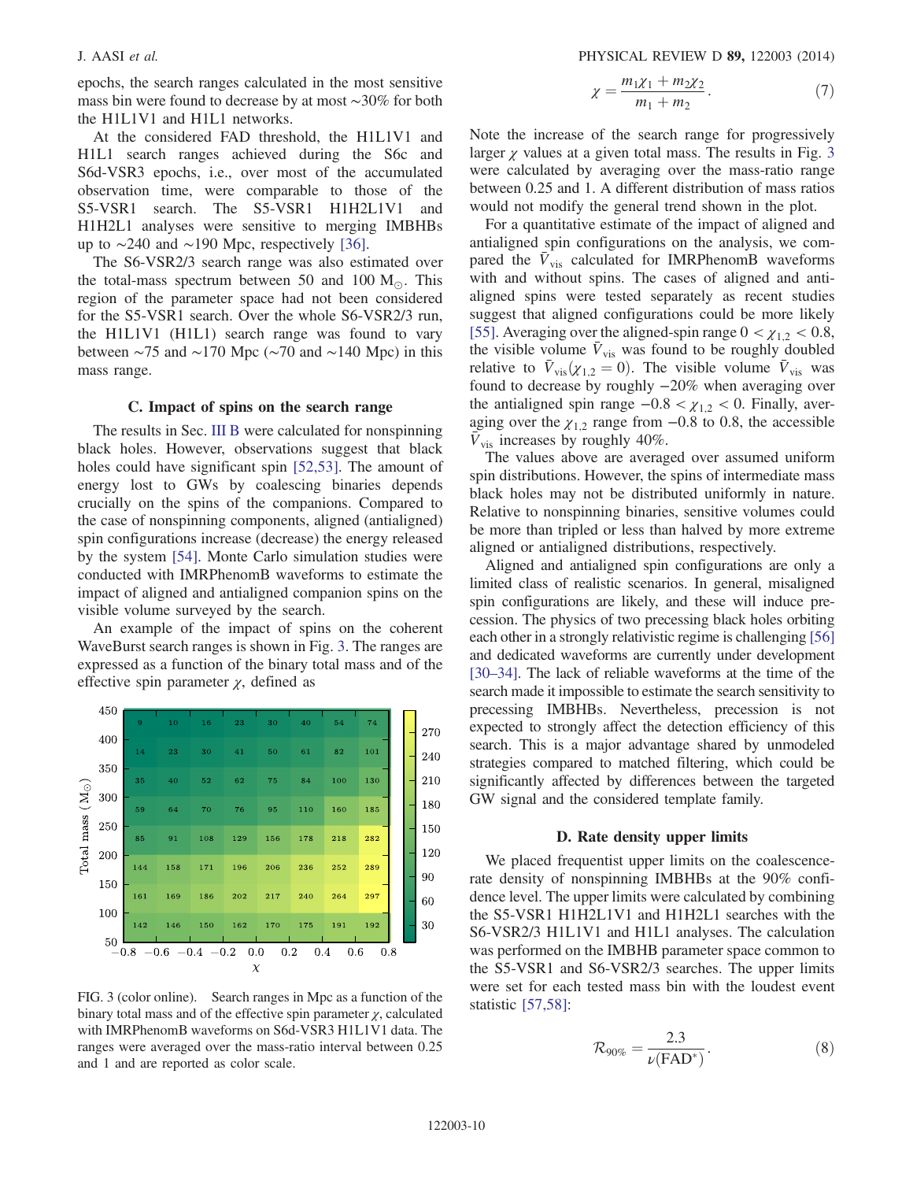epochs, the search ranges calculated in the most sensitive mass bin were found to decrease by at most ∼30% for both the H1L1V1 and H1L1 networks.

At the considered FAD threshold, the H1L1V1 and H1L1 search ranges achieved during the S6c and S6d-VSR3 epochs, i.e., over most of the accumulated observation time, were comparable to those of the S5-VSR1 search. The S5-VSR1 H1H2L1V1 and H1H2L1 analyses were sensitive to merging IMBHBs up to ∼240 and ∼190 Mpc, respectively [36].

The S6-VSR2/3 search range was also estimated over the total-mass spectrum between 50 and 100 $M_\odot$. This region of the parameter space had not been considered for the S5-VSR1 search. Over the whole S6-VSR2/3 run, the H1L1V1 (H1L1) search range was found to vary between ∼75 and ∼170 Mpc (∼70 and ∼140 Mpc) in this mass range.

### C. Impact of spins on the search range

The results in Sec. III B were calculated for nonspinning black holes. However, observations suggest that black holes could have significant spin [52,53]. The amount of energy lost to GWs by coalescing binaries depends crucially on the spins of the companions. Compared to the case of nonspinning components, aligned (antialigned) spin configurations increase (decrease) the energy released by the system [54]. Monte Carlo simulation studies were conducted with IMRPhenomB waveforms to estimate the impact of aligned and antialigned companion spins on the visible volume surveyed by the search.

An example of the impact of spins on the coherent WaveBurst search ranges is shown in Fig. 3. The ranges are expressed as a function of the binary total mass and of the effective spin parameter $\chi$, defined as

$$\chi = \frac{m_1\chi_1 + m_2\chi_2}{m_1 + m_2}. \tag{7}$$

| Total mass ($M_\odot$) \ $\chi$ | −0.8 to −0.6 | −0.6 to −0.4 | −0.4 to −0.2 | −0.2 to 0.0 | 0.0 to 0.2 | 0.2 to 0.4 | 0.4 to 0.6 | 0.6 to 0.8 |
|---|---|---|---|---|---|---|---|---|
| 400–450 | 9 | 10 | 16 | 23 | 30 | 40 | 54 | 74 |
| 350–400 | 14 | 23 | 30 | 41 | 50 | 61 | 82 | 101 |
| 300–350 | 35 | 40 | 52 | 62 | 75 | 84 | 100 | 130 |
| 250–300 | 59 | 64 | 70 | 76 | 95 | 110 | 160 | 185 |
| 200–250 | 85 | 91 | 108 | 129 | 156 | 178 | 218 | 282 |
| 150–200 | 144 | 158 | 171 | 196 | 206 | 236 | 252 | 289 |
| 100–150 | 161 | 169 | 186 | 202 | 217 | 240 | 264 | 297 |
| 50–100 | 142 | 146 | 150 | 162 | 170 | 175 | 191 | 192 |

FIG. 3 (color online). Search ranges in Mpc as a function of the binary total mass and of the effective spin parameter $\chi$, calculated with IMRPhenomB waveforms on S6d-VSR3 H1L1V1 data. The ranges were averaged over the mass-ratio interval between 0.25 and 1 and are reported as color scale.

Note the increase of the search range for progressively larger $\chi$ values at a given total mass. The results in Fig. 3 were calculated by averaging over the mass-ratio range between 0.25 and 1. A different distribution of mass ratios would not modify the general trend shown in the plot.

For a quantitative estimate of the impact of aligned and antialigned spin configurations on the analysis, we compared the $\bar{V}_{\text{vis}}$ calculated for IMRPhenomB waveforms with and without spins. The cases of aligned and antialigned spins were tested separately as recent studies suggest that aligned configurations could be more likely [55]. Averaging over the aligned-spin range $0 < \chi_{1,2} < 0.8$, the visible volume $\bar{V}_{\text{vis}}$ was found to be roughly doubled relative to $\bar{V}_{\text{vis}}(\chi_{1,2} = 0)$. The visible volume $\bar{V}_{\text{vis}}$ was found to decrease by roughly −20% when averaging over the antialigned spin range $-0.8 < \chi_{1,2} < 0$. Finally, averaging over the $\chi_{1,2}$ range from −0.8 to 0.8, the accessible $\bar{V}_{\text{vis}}$ increases by roughly 40%.

The values above are averaged over assumed uniform spin distributions. However, the spins of intermediate mass black holes may not be distributed uniformly in nature. Relative to nonspinning binaries, sensitive volumes could be more than tripled or less than halved by more extreme aligned or antialigned distributions, respectively.

Aligned and antialigned spin configurations are only a limited class of realistic scenarios. In general, misaligned spin configurations are likely, and these will induce precession. The physics of two precessing black holes orbiting each other in a strongly relativistic regime is challenging [56] and dedicated waveforms are currently under development [30–34]. The lack of reliable waveforms at the time of the search made it impossible to estimate the search sensitivity to precessing IMBHBs. Nevertheless, precession is not expected to strongly affect the detection efficiency of this search. This is a major advantage shared by unmodeled strategies compared to matched filtering, which could be significantly affected by differences between the targeted GW signal and the considered template family.

### D. Rate density upper limits

We placed frequentist upper limits on the coalescence-rate density of nonspinning IMBHBs at the 90% confidence level. The upper limits were calculated by combining the S5-VSR1 H1H2L1V1 and H1H2L1 searches with the S6-VSR2/3 H1L1V1 and H1L1 analyses. The calculation was performed on the IMBHB parameter space common to the S5-VSR1 and S6-VSR2/3 searches. The upper limits were set for each tested mass bin with the loudest event statistic [57,58]:

$$\mathcal{R}_{90\%} = \frac{2.3}{\nu(\text{FAD}^*)}. \tag{8}$$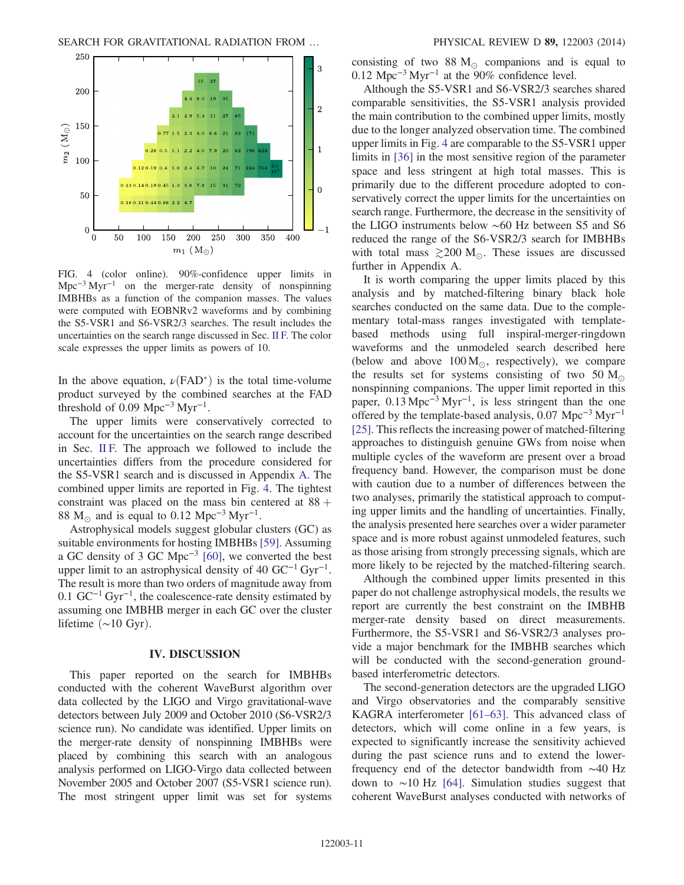FIG. 4 (color online). 90%-confidence upper limits in $\mathrm{Mpc}^{-3}\,\mathrm{Myr}^{-1}$ on the merger-rate density of nonspinning IMBHBs as a function of the companion masses. The values were computed with EOBNRv2 waveforms and by combining the S5-VSR1 and S6-VSR2/3 searches. The result includes the uncertainties on the search range discussed in Sec. II F. The color scale expresses the upper limits as powers of 10.

In the above equation, $\nu(\mathrm{FAD}^*)$ is the total time-volume product surveyed by the combined searches at the FAD threshold of $0.09\ \mathrm{Mpc}^{-3}\,\mathrm{Myr}^{-1}$.

The upper limits were conservatively corrected to account for the uncertainties on the search range described in Sec. II F. The approach we followed to include the uncertainties differs from the procedure considered for the S5-VSR1 search and is discussed in Appendix A. The combined upper limits are reported in Fig. 4. The tightest constraint was placed on the mass bin centered at $88 + 88\ \mathrm{M}_\odot$ and is equal to $0.12\ \mathrm{Mpc}^{-3}\,\mathrm{Myr}^{-1}$.

Astrophysical models suggest globular clusters (GC) as suitable environments for hosting IMBHBs [59]. Assuming a GC density of $3\ \mathrm{GC}\,\mathrm{Mpc}^{-3}$ [60], we converted the best upper limit to an astrophysical density of $40\ \mathrm{GC}^{-1}\,\mathrm{Gyr}^{-1}$. The result is more than two orders of magnitude away from $0.1\ \mathrm{GC}^{-1}\,\mathrm{Gyr}^{-1}$, the coalescence-rate density estimated by assuming one IMBHB merger in each GC over the cluster lifetime ($\sim$10 Gyr).

## IV. DISCUSSION

This paper reported on the search for IMBHBs conducted with the coherent WaveBurst algorithm over data collected by the LIGO and Virgo gravitational-wave detectors between July 2009 and October 2010 (S6-VSR2/3 science run). No candidate was identified. Upper limits on the merger-rate density of nonspinning IMBHBs were placed by combining this search with an analogous analysis performed on LIGO-Virgo data collected between November 2005 and October 2007 (S5-VSR1 science run). The most stringent upper limit was set for systems consisting of two $88\ \mathrm{M}_\odot$ companions and is equal to $0.12\ \mathrm{Mpc}^{-3}\,\mathrm{Myr}^{-1}$ at the 90% confidence level.

Although the S5-VSR1 and S6-VSR2/3 searches shared comparable sensitivities, the S5-VSR1 analysis provided the main contribution to the combined upper limits, mostly due to the longer analyzed observation time. The combined upper limits in Fig. 4 are comparable to the S5-VSR1 upper limits in [36] in the most sensitive region of the parameter space and less stringent at high total masses. This is primarily due to the different procedure adopted to conservatively correct the upper limits for the uncertainties on search range. Furthermore, the decrease in the sensitivity of the LIGO instruments below $\sim$60 Hz between S5 and S6 reduced the range of the S6-VSR2/3 search for IMBHBs with total mass $\gtrsim 200\ \mathrm{M}_\odot$. These issues are discussed further in Appendix A.

It is worth comparing the upper limits placed by this analysis and by matched-filtering binary black hole searches conducted on the same data. Due to the complementary total-mass ranges investigated with template-based methods using full inspiral-merger-ringdown waveforms and the unmodeled search described here (below and above $100\,\mathrm{M}_\odot$, respectively), we compare the results set for systems consisting of two $50\ \mathrm{M}_\odot$ nonspinning companions. The upper limit reported in this paper, $0.13\,\mathrm{Mpc}^{-3}\,\mathrm{Myr}^{-1}$, is less stringent than the one offered by the template-based analysis, $0.07\ \mathrm{Mpc}^{-3}\,\mathrm{Myr}^{-1}$ [25]. This reflects the increasing power of matched-filtering approaches to distinguish genuine GWs from noise when multiple cycles of the waveform are present over a broad frequency band. However, the comparison must be done with caution due to a number of differences between the two analyses, primarily the statistical approach to computing upper limits and the handling of uncertainties. Finally, the analysis presented here searches over a wider parameter space and is more robust against unmodeled features, such as those arising from strongly precessing signals, which are more likely to be rejected by the matched-filtering search.

Although the combined upper limits presented in this paper do not challenge astrophysical models, the results we report are currently the best constraint on the IMBHB merger-rate density based on direct measurements. Furthermore, the S5-VSR1 and S6-VSR2/3 analyses provide a major benchmark for the IMBHB searches which will be conducted with the second-generation ground-based interferometric detectors.

The second-generation detectors are the upgraded LIGO and Virgo observatories and the comparably sensitive KAGRA interferometer [61–63]. This advanced class of detectors, which will come online in a few years, is expected to significantly increase the sensitivity achieved during the past science runs and to extend the lower-frequency end of the detector bandwidth from $\sim$40 Hz down to $\sim$10 Hz [64]. Simulation studies suggest that coherent WaveBurst analyses conducted with networks of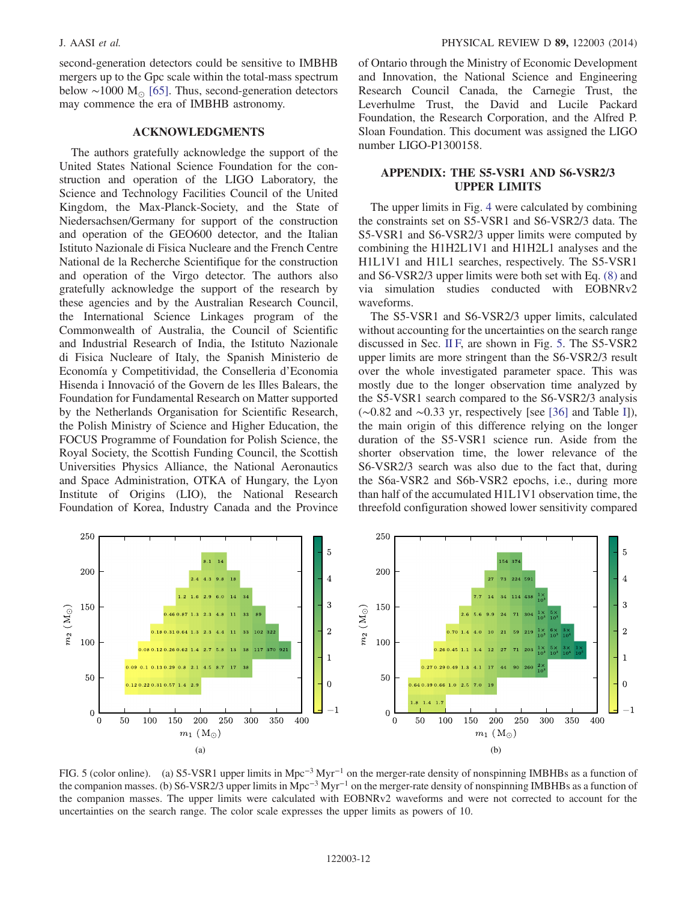second-generation detectors could be sensitive to IMBHB mergers up to the Gpc scale within the total-mass spectrum below $\sim 1000\ M_\odot$ [65]. Thus, second-generation detectors may commence the era of IMBHB astronomy.

## ACKNOWLEDGMENTS

The authors gratefully acknowledge the support of the United States National Science Foundation for the construction and operation of the LIGO Laboratory, the Science and Technology Facilities Council of the United Kingdom, the Max-Planck-Society, and the State of Niedersachsen/Germany for support of the construction and operation of the GEO600 detector, and the Italian Istituto Nazionale di Fisica Nucleare and the French Centre National de la Recherche Scientifique for the construction and operation of the Virgo detector. The authors also gratefully acknowledge the support of the research by these agencies and by the Australian Research Council, the International Science Linkages program of the Commonwealth of Australia, the Council of Scientific and Industrial Research of India, the Istituto Nazionale di Fisica Nucleare of Italy, the Spanish Ministerio de Economía y Competitividad, the Conselleria d'Economia Hisenda i Innovació of the Govern de les Illes Balears, the Foundation for Fundamental Research on Matter supported by the Netherlands Organisation for Scientific Research, the Polish Ministry of Science and Higher Education, the FOCUS Programme of Foundation for Polish Science, the Royal Society, the Scottish Funding Council, the Scottish Universities Physics Alliance, the National Aeronautics and Space Administration, OTKA of Hungary, the Lyon Institute of Origins (LIO), the National Research Foundation of Korea, Industry Canada and the Province of Ontario through the Ministry of Economic Development and Innovation, the National Science and Engineering Research Council Canada, the Carnegie Trust, the Leverhulme Trust, the David and Lucile Packard Foundation, the Research Corporation, and the Alfred P. Sloan Foundation. This document was assigned the LIGO number LIGO-P1300158.

## APPENDIX: THE S5-VSR1 AND S6-VSR2/3 UPPER LIMITS

The upper limits in Fig. 4 were calculated by combining the constraints set on S5-VSR1 and S6-VSR2/3 data. The S5-VSR1 and S6-VSR2/3 upper limits were computed by combining the H1H2L1V1 and H1H2L1 analyses and the H1L1V1 and H1L1 searches, respectively. The S5-VSR1 and S6-VSR2/3 upper limits were both set with Eq. (8) and via simulation studies conducted with EOBNRv2 waveforms.

The S5-VSR1 and S6-VSR2/3 upper limits, calculated without accounting for the uncertainties on the search range discussed in Sec. II F, are shown in Fig. 5. The S5-VSR2 upper limits are more stringent than the S6-VSR2/3 result over the whole investigated parameter space. This was mostly due to the longer observation time analyzed by the S5-VSR1 search compared to the S6-VSR2/3 analysis ($\sim 0.82$ and $\sim 0.33$ yr, respectively [see [36] and Table I]), the main origin of this difference relying on the longer duration of the S5-VSR1 science run. Aside from the shorter observation time, the lower relevance of the S6-VSR2/3 search was also due to the fact that, during the S6a-VSR2 and S6b-VSR2 epochs, i.e., during more than half of the accumulated H1L1V1 observation time, the threefold configuration showed lower sensitivity compared

FIG. 5 (color online). (a) S5-VSR1 upper limits in $\mathrm{Mpc}^{-3}\ \mathrm{Myr}^{-1}$ on the merger-rate density of nonspinning IMBHBs as a function of the companion masses. (b) S6-VSR2/3 upper limits in $\mathrm{Mpc}^{-3}\ \mathrm{Myr}^{-1}$ on the merger-rate density of nonspinning IMBHBs as a function of the companion masses. The upper limits were calculated with EOBNRv2 waveforms and were not corrected to account for the uncertainties on the search range. The color scale expresses the upper limits as powers of 10.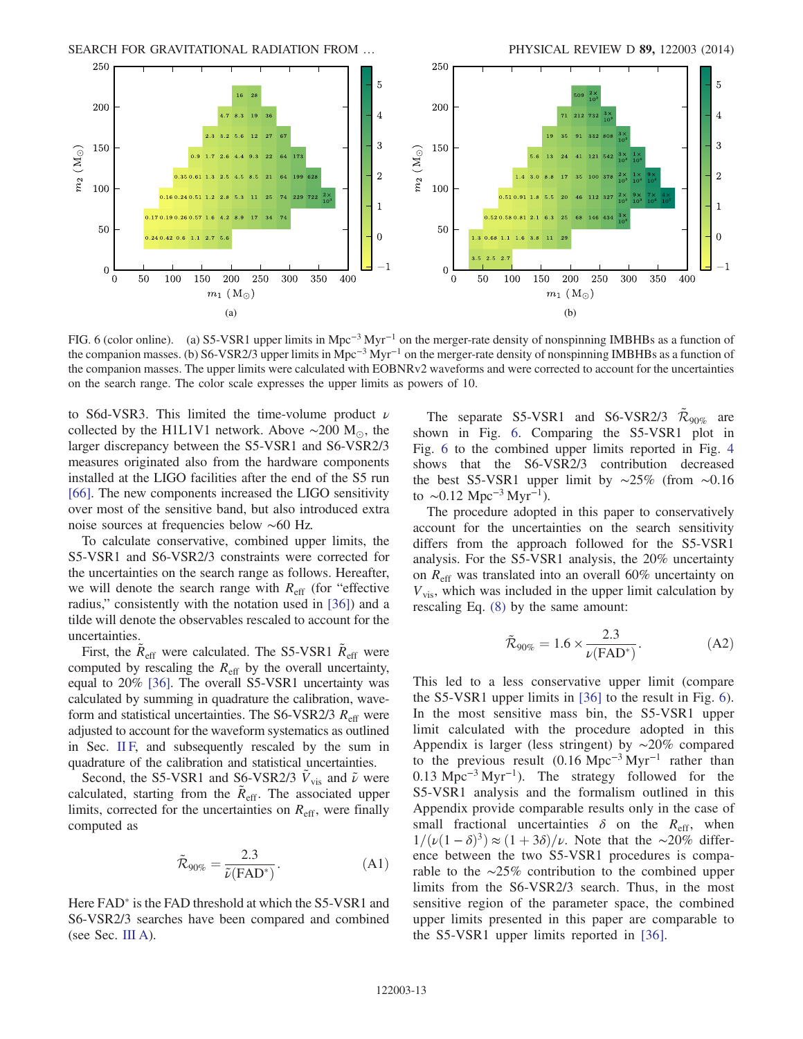FIG. 6 (color online). (a) S5-VSR1 upper limits in $\mathrm{Mpc^{-3}\,Myr^{-1}}$ on the merger-rate density of nonspinning IMBHBs as a function of the companion masses. (b) S6-VSR2/3 upper limits in $\mathrm{Mpc^{-3}\,Myr^{-1}}$ on the merger-rate density of nonspinning IMBHBs as a function of the companion masses. The upper limits were calculated with EOBNRv2 waveforms and were corrected to account for the uncertainties on the search range. The color scale expresses the upper limits as powers of 10.

to S6d-VSR3. This limited the time-volume product $\nu$ collected by the H1L1V1 network. Above $\sim 200\ \mathrm{M_\odot}$, the larger discrepancy between the S5-VSR1 and S6-VSR2/3 measures originated also from the hardware components installed at the LIGO facilities after the end of the S5 run [66]. The new components increased the LIGO sensitivity over most of the sensitive band, but also introduced extra noise sources at frequencies below $\sim 60$ Hz.

To calculate conservative, combined upper limits, the S5-VSR1 and S6-VSR2/3 constraints were corrected for the uncertainties on the search range as follows. Hereafter, we will denote the search range with $R_{\mathrm{eff}}$ (for "effective radius," consistently with the notation used in [36]) and a tilde will denote the observables rescaled to account for the uncertainties.

First, the $\tilde{R}_{\mathrm{eff}}$ were calculated. The S5-VSR1 $\tilde{R}_{\mathrm{eff}}$ were computed by rescaling the $R_{\mathrm{eff}}$ by the overall uncertainty, equal to 20% [36]. The overall S5-VSR1 uncertainty was calculated by summing in quadrature the calibration, waveform and statistical uncertainties. The S6-VSR2/3 $R_{\mathrm{eff}}$ were adjusted to account for the waveform systematics as outlined in Sec. II F, and subsequently rescaled by the sum in quadrature of the calibration and statistical uncertainties.

Second, the S5-VSR1 and S6-VSR2/3 $\tilde{V}_{\mathrm{vis}}$ and $\tilde{\nu}$ were calculated, starting from the $\tilde{R}_{\mathrm{eff}}$. The associated upper limits, corrected for the uncertainties on $R_{\mathrm{eff}}$, were finally computed as

$$\tilde{\mathcal{R}}_{90\%} = \frac{2.3}{\tilde{\nu}(\mathrm{FAD}^*)}. \tag{A1}$$

Here FAD* is the FAD threshold at which the S5-VSR1 and S6-VSR2/3 searches have been compared and combined (see Sec. III A).

The separate S5-VSR1 and S6-VSR2/3 $\tilde{\mathcal{R}}_{90\%}$ are shown in Fig. 6. Comparing the S5-VSR1 plot in Fig. 6 to the combined upper limits reported in Fig. 4 shows that the S6-VSR2/3 contribution decreased the best S5-VSR1 upper limit by $\sim 25\%$ (from $\sim 0.16$ to $\sim 0.12\ \mathrm{Mpc^{-3}\,Myr^{-1}}$).

The procedure adopted in this paper to conservatively account for the uncertainties on the search sensitivity differs from the approach followed for the S5-VSR1 analysis. For the S5-VSR1 analysis, the 20% uncertainty on $R_{\mathrm{eff}}$ was translated into an overall 60% uncertainty on $V_{\mathrm{vis}}$, which was included in the upper limit calculation by rescaling Eq. (8) by the same amount:

$$\tilde{\mathcal{R}}_{90\%} = 1.6 \times \frac{2.3}{\nu(\mathrm{FAD}^*)}. \tag{A2}$$

This led to a less conservative upper limit (compare the S5-VSR1 upper limits in [36] to the result in Fig. 6). In the most sensitive mass bin, the S5-VSR1 upper limit calculated with the procedure adopted in this Appendix is larger (less stringent) by $\sim 20\%$ compared to the previous result ($0.16\ \mathrm{Mpc^{-3}\,Myr^{-1}}$ rather than $0.13\ \mathrm{Mpc^{-3}\,Myr^{-1}}$). The strategy followed for the S5-VSR1 analysis and the formalism outlined in this Appendix provide comparable results only in the case of small fractional uncertainties $\delta$ on the $R_{\mathrm{eff}}$, when $1/(\nu(1-\delta)^3) \approx (1+3\delta)/\nu$. Note that the $\sim 20\%$ difference between the two S5-VSR1 procedures is comparable to the $\sim 25\%$ contribution to the combined upper limits from the S6-VSR2/3 search. Thus, in the most sensitive region of the parameter space, the combined upper limits presented in this paper are comparable to the S5-VSR1 upper limits reported in [36].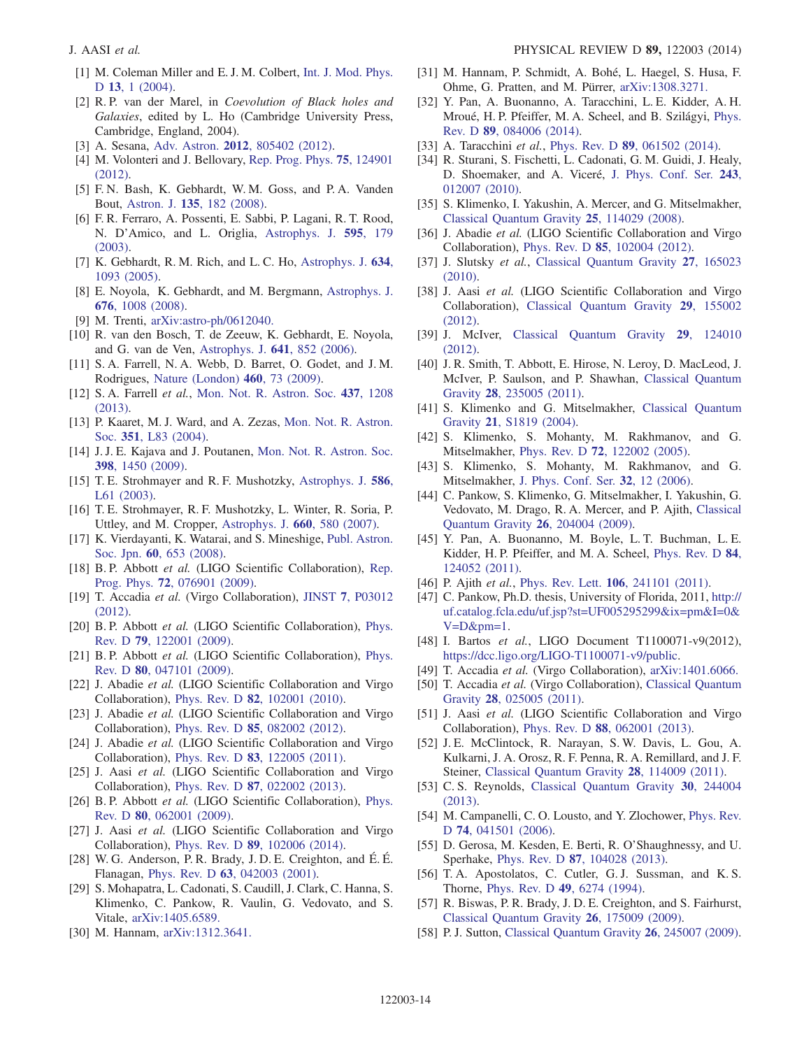[1] M. Coleman Miller and E. J. M. Colbert, Int. J. Mod. Phys. D **13**, 1 (2004).

[2] R. P. van der Marel, in *Coevolution of Black holes and Galaxies*, edited by L. Ho (Cambridge University Press, Cambridge, England, 2004).

[3] A. Sesana, Adv. Astron. **2012**, 805402 (2012).

[4] M. Volonteri and J. Bellovary, Rep. Prog. Phys. **75**, 124901 (2012).

[5] F. N. Bash, K. Gebhardt, W. M. Goss, and P. A. Vanden Bout, Astron. J. **135**, 182 (2008).

[6] F. R. Ferraro, A. Possenti, E. Sabbi, P. Lagani, R. T. Rood, N. D'Amico, and L. Origlia, Astrophys. J. **595**, 179 (2003).

[7] K. Gebhardt, R. M. Rich, and L. C. Ho, Astrophys. J. **634**, 1093 (2005).

[8] E. Noyola, K. Gebhardt, and M. Bergmann, Astrophys. J. **676**, 1008 (2008).

[9] M. Trenti, arXiv:astro-ph/0612040.

[10] R. van den Bosch, T. de Zeeuw, K. Gebhardt, E. Noyola, and G. van de Ven, Astrophys. J. **641**, 852 (2006).

[11] S. A. Farrell, N. A. Webb, D. Barret, O. Godet, and J. M. Rodrigues, Nature (London) **460**, 73 (2009).

[12] S. A. Farrell *et al.*, Mon. Not. R. Astron. Soc. **437**, 1208 (2013).

[13] P. Kaaret, M. J. Ward, and A. Zezas, Mon. Not. R. Astron. Soc. **351**, L83 (2004).

[14] J. J. E. Kajava and J. Poutanen, Mon. Not. R. Astron. Soc. **398**, 1450 (2009).

[15] T. E. Strohmayer and R. F. Mushotzky, Astrophys. J. **586**, L61 (2003).

[16] T. E. Strohmayer, R. F. Mushotzky, L. Winter, R. Soria, P. Uttley, and M. Cropper, Astrophys. J. **660**, 580 (2007).

[17] K. Vierdayanti, K. Watarai, and S. Mineshige, Publ. Astron. Soc. Jpn. **60**, 653 (2008).

[18] B. P. Abbott *et al.* (LIGO Scientific Collaboration), Rep. Prog. Phys. **72**, 076901 (2009).

[19] T. Accadia *et al.* (Virgo Collaboration), JINST **7**, P03012 (2012).

[20] B. P. Abbott *et al.* (LIGO Scientific Collaboration), Phys. Rev. D **79**, 122001 (2009).

[21] B. P. Abbott *et al.* (LIGO Scientific Collaboration), Phys. Rev. D **80**, 047101 (2009).

[22] J. Abadie *et al.* (LIGO Scientific Collaboration and Virgo Collaboration), Phys. Rev. D **82**, 102001 (2010).

[23] J. Abadie *et al.* (LIGO Scientific Collaboration and Virgo Collaboration), Phys. Rev. D **85**, 082002 (2012).

[24] J. Abadie *et al.* (LIGO Scientific Collaboration and Virgo Collaboration), Phys. Rev. D **83**, 122005 (2011).

[25] J. Aasi *et al.* (LIGO Scientific Collaboration and Virgo Collaboration), Phys. Rev. D **87**, 022002 (2013).

[26] B. P. Abbott *et al.* (LIGO Scientific Collaboration), Phys. Rev. D **80**, 062001 (2009).

[27] J. Aasi *et al.* (LIGO Scientific Collaboration and Virgo Collaboration), Phys. Rev. D **89**, 102006 (2014).

[28] W. G. Anderson, P. R. Brady, J. D. E. Creighton, and É. É. Flanagan, Phys. Rev. D **63**, 042003 (2001).

[29] S. Mohapatra, L. Cadonati, S. Caudill, J. Clark, C. Hanna, S. Klimenko, C. Pankow, R. Vaulin, G. Vedovato, and S. Vitale, arXiv:1405.6589.

[30] M. Hannam, arXiv:1312.3641.

[31] M. Hannam, P. Schmidt, A. Bohé, L. Haegel, S. Husa, F. Ohme, G. Pratten, and M. Pürrer, arXiv:1308.3271.

[32] Y. Pan, A. Buonanno, A. Taracchini, L. E. Kidder, A. H. Mroué, H. P. Pfeiffer, M. A. Scheel, and B. Szilágyi, Phys. Rev. D **89**, 084006 (2014).

[33] A. Taracchini *et al.*, Phys. Rev. D **89**, 061502 (2014).

[34] R. Sturani, S. Fischetti, L. Cadonati, G. M. Guidi, J. Healy, D. Shoemaker, and A. Viceré, J. Phys. Conf. Ser. **243**, 012007 (2010).

[35] S. Klimenko, I. Yakushin, A. Mercer, and G. Mitselmakher, Classical Quantum Gravity **25**, 114029 (2008).

[36] J. Abadie *et al.* (LIGO Scientific Collaboration and Virgo Collaboration), Phys. Rev. D **85**, 102004 (2012).

[37] J. Slutsky *et al.*, Classical Quantum Gravity **27**, 165023 (2010).

[38] J. Aasi *et al.* (LIGO Scientific Collaboration and Virgo Collaboration), Classical Quantum Gravity **29**, 155002 (2012).

[39] J. McIver, Classical Quantum Gravity **29**, 124010 (2012).

[40] J. R. Smith, T. Abbott, E. Hirose, N. Leroy, D. MacLeod, J. McIver, P. Saulson, and P. Shawhan, Classical Quantum Gravity **28**, 235005 (2011).

[41] S. Klimenko and G. Mitselmakher, Classical Quantum Gravity **21**, S1819 (2004).

[42] S. Klimenko, S. Mohanty, M. Rakhmanov, and G. Mitselmakher, Phys. Rev. D **72**, 122002 (2005).

[43] S. Klimenko, S. Mohanty, M. Rakhmanov, and G. Mitselmakher, J. Phys. Conf. Ser. **32**, 12 (2006).

[44] C. Pankow, S. Klimenko, G. Mitselmakher, I. Yakushin, G. Vedovato, M. Drago, R. A. Mercer, and P. Ajith, Classical Quantum Gravity **26**, 204004 (2009).

[45] Y. Pan, A. Buonanno, M. Boyle, L. T. Buchman, L. E. Kidder, H. P. Pfeiffer, and M. A. Scheel, Phys. Rev. D **84**, 124052 (2011).

[46] P. Ajith *et al.*, Phys. Rev. Lett. **106**, 241101 (2011).

[47] C. Pankow, Ph.D. thesis, University of Florida, 2011, http://uf.catalog.fcla.edu/uf.jsp?st=UF005295299&ix=pm&I=0&V=D&pm=1.

[48] I. Bartos *et al.*, LIGO Document T1100071-v9(2012), https://dcc.ligo.org/LIGO-T1100071-v9/public.

[49] T. Accadia *et al.* (Virgo Collaboration), arXiv:1401.6066.

[50] T. Accadia *et al.* (Virgo Collaboration), Classical Quantum Gravity **28**, 025005 (2011).

[51] J. Aasi *et al.* (LIGO Scientific Collaboration and Virgo Collaboration), Phys. Rev. D **88**, 062001 (2013).

[52] J. E. McClintock, R. Narayan, S. W. Davis, L. Gou, A. Kulkarni, J. A. Orosz, R. F. Penna, R. A. Remillard, and J. F. Steiner, Classical Quantum Gravity **28**, 114009 (2011).

[53] C. S. Reynolds, Classical Quantum Gravity **30**, 244004 (2013).

[54] M. Campanelli, C. O. Lousto, and Y. Zlochower, Phys. Rev. D **74**, 041501 (2006).

[55] D. Gerosa, M. Kesden, E. Berti, R. O'Shaughnessy, and U. Sperhake, Phys. Rev. D **87**, 104028 (2013).

[56] T. A. Apostolatos, C. Cutler, G. J. Sussman, and K. S. Thorne, Phys. Rev. D **49**, 6274 (1994).

[57] R. Biswas, P. R. Brady, J. D. E. Creighton, and S. Fairhurst, Classical Quantum Gravity **26**, 175009 (2009).

[58] P. J. Sutton, Classical Quantum Gravity **26**, 245007 (2009).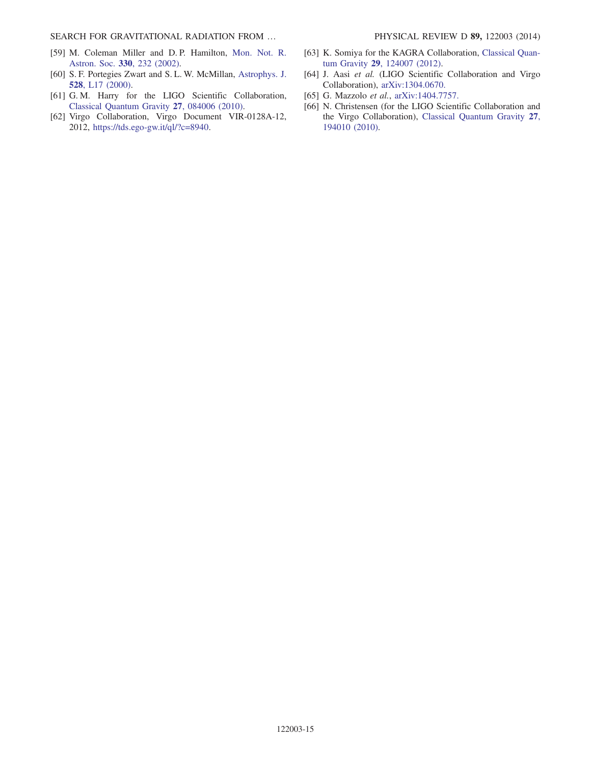[59] M. Coleman Miller and D. P. Hamilton, Mon. Not. R. Astron. Soc. **330**, 232 (2002).

[60] S. F. Portegies Zwart and S. L. W. McMillan, Astrophys. J. **528**, L17 (2000).

[61] G. M. Harry for the LIGO Scientific Collaboration, Classical Quantum Gravity **27**, 084006 (2010).

[62] Virgo Collaboration, Virgo Document VIR-0128A-12, 2012, https://tds.ego-gw.it/ql/?c=8940.

[63] K. Somiya for the KAGRA Collaboration, Classical Quantum Gravity **29**, 124007 (2012).

[64] J. Aasi *et al.* (LIGO Scientific Collaboration and Virgo Collaboration), arXiv:1304.0670.

[65] G. Mazzolo *et al.*, arXiv:1404.7757.

[66] N. Christensen (for the LIGO Scientific Collaboration and the Virgo Collaboration), Classical Quantum Gravity **27**, 194010 (2010).